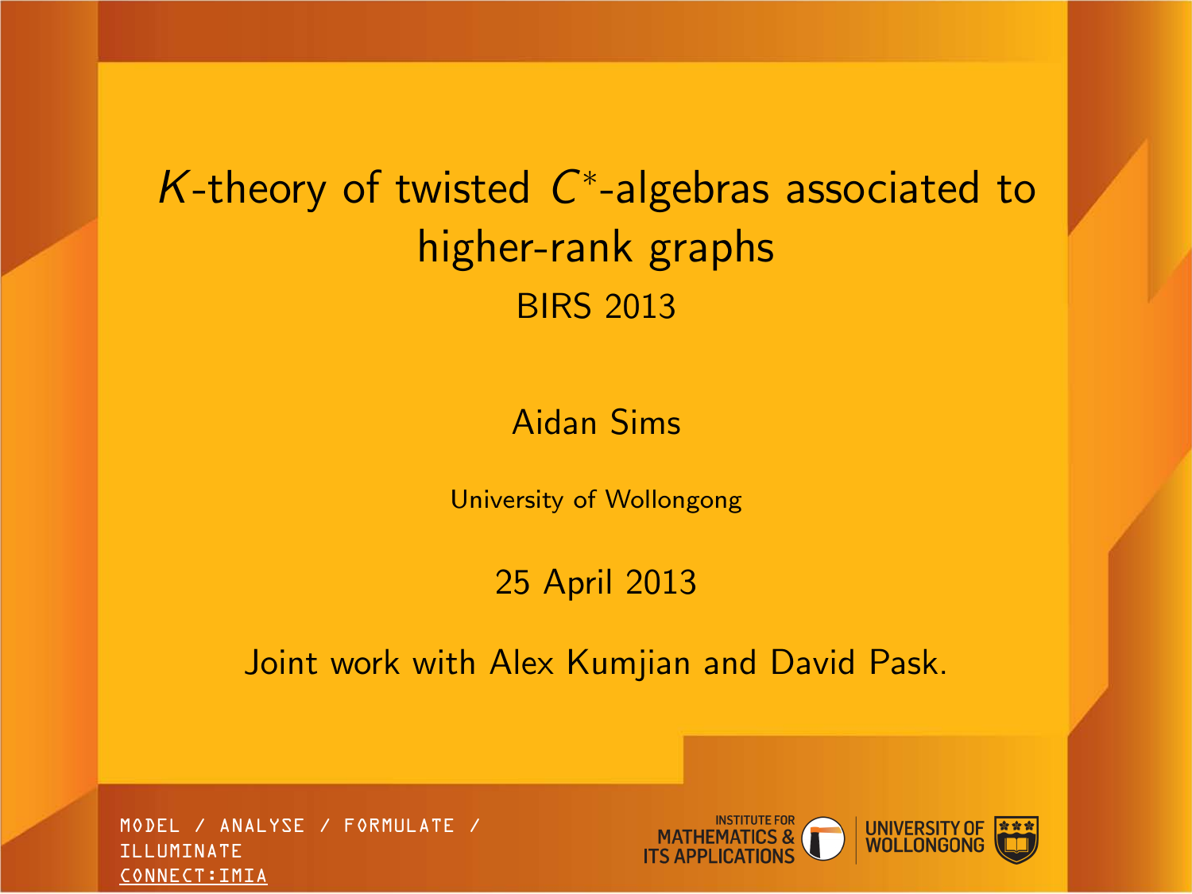# $K$-theory of twisted $C^*$-algebras associated to higher-rank graphs

BIRS 2013

Aidan Sims

University of Wollongong

25 April 2013

Joint work with Alex Kumjian and David Pask.

MODEL / ANALYSE / FORMULATE / ILLUMINATE
CONNECT:IMIA

INSTITUTE FOR MATHEMATICS & ITS APPLICATIONS

UNIVERSITY OF WOLLONGONG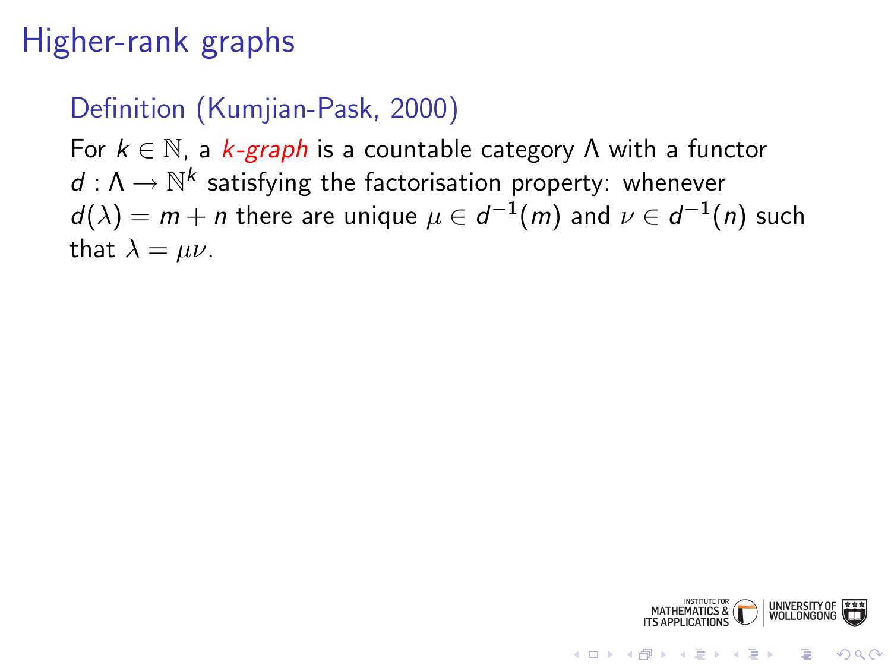# Higher-rank graphs

### Definition (Kumjian-Pask, 2000)

For $k \in \mathbb{N}$, a *k-graph* is a countable category $\Lambda$ with a functor $d : \Lambda \to \mathbb{N}^k$ satisfying the factorisation property: whenever $d(\lambda) = m + n$ there are unique $\mu \in d^{-1}(m)$ and $\nu \in d^{-1}(n)$ such that $\lambda = \mu\nu$.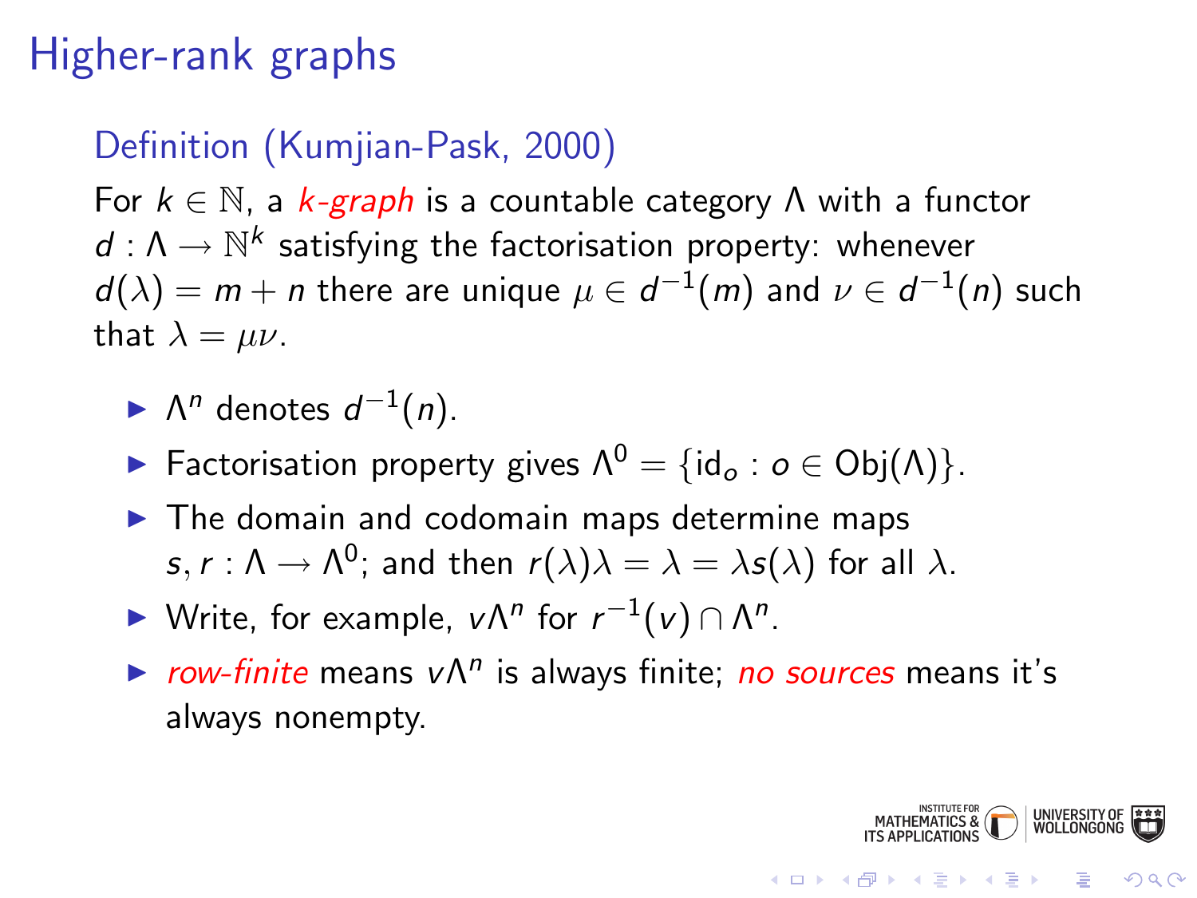# Higher-rank graphs

## Definition (Kumjian-Pask, 2000)

For $k \in \mathbb{N}$, a *k-graph* is a countable category $\Lambda$ with a functor $d : \Lambda \to \mathbb{N}^k$ satisfying the factorisation property: whenever $d(\lambda) = m + n$ there are unique $\mu \in d^{-1}(m)$ and $\nu \in d^{-1}(n)$ such that $\lambda = \mu\nu$.

- $\Lambda^n$ denotes $d^{-1}(n)$.
- Factorisation property gives $\Lambda^0 = \{\mathrm{id}_o : o \in \mathrm{Obj}(\Lambda)\}$.
- The domain and codomain maps determine maps $s, r : \Lambda \to \Lambda^0$; and then $r(\lambda)\lambda = \lambda = \lambda s(\lambda)$ for all $\lambda$.
- Write, for example, $v\Lambda^n$ for $r^{-1}(v) \cap \Lambda^n$.
- *row-finite* means $v\Lambda^n$ is always finite; *no sources* means it's always nonempty.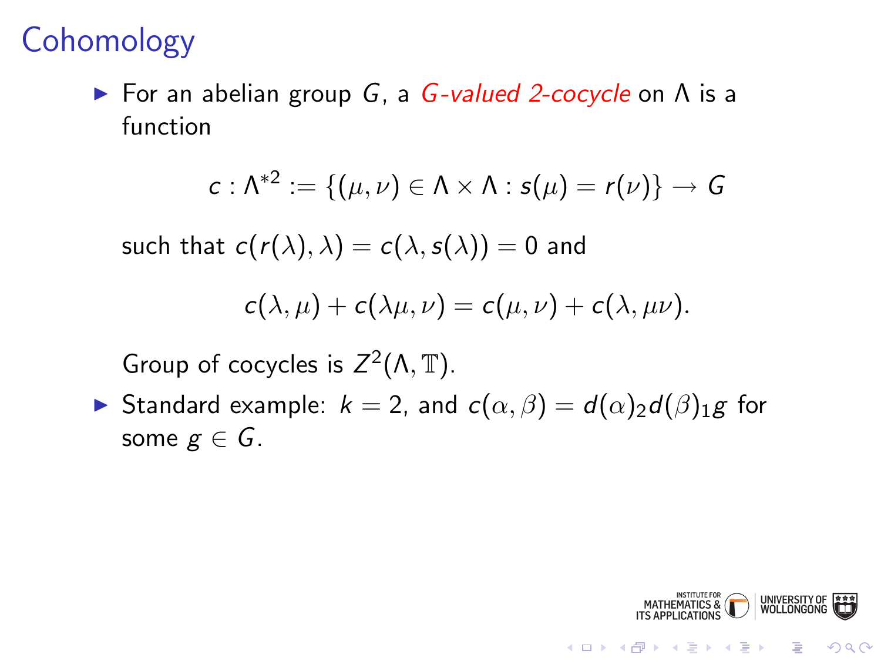# Cohomology

- For an abelian group $G$, a *G-valued 2-cocycle* on $\Lambda$ is a function

$$c : \Lambda^{*2} := \{(\mu, \nu) \in \Lambda \times \Lambda : s(\mu) = r(\nu)\} \to G$$

such that $c(r(\lambda), \lambda) = c(\lambda, s(\lambda)) = 0$ and

$$c(\lambda, \mu) + c(\lambda\mu, \nu) = c(\mu, \nu) + c(\lambda, \mu\nu).$$

Group of cocycles is $Z^2(\Lambda, \mathbb{T})$.

- Standard example: $k = 2$, and $c(\alpha, \beta) = d(\alpha)_2 d(\beta)_1 g$ for some $g \in G$.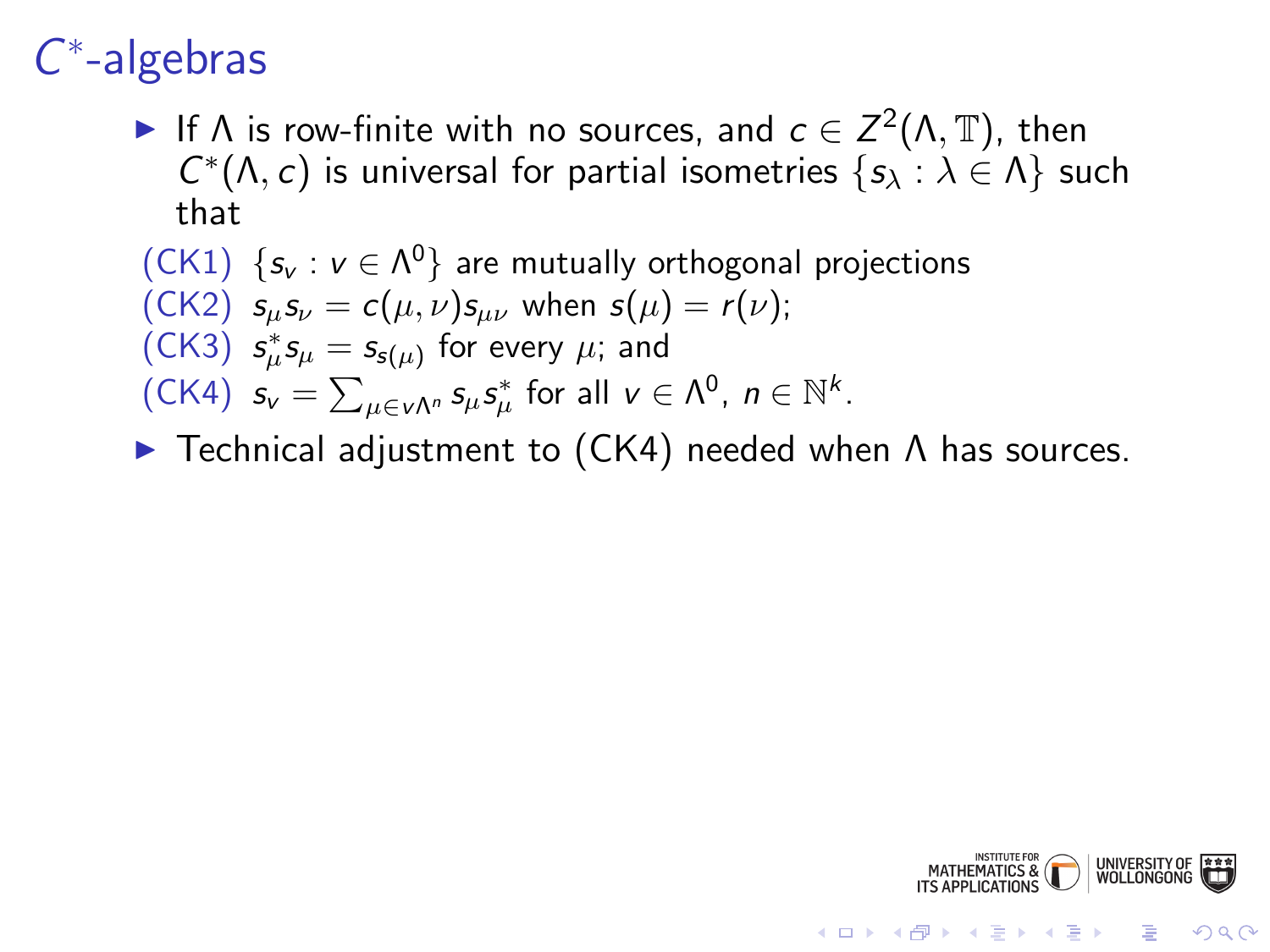# $C^*$-algebras

- If $\Lambda$ is row-finite with no sources, and $c \in Z^2(\Lambda, \mathbb{T})$, then $C^*(\Lambda, c)$ is universal for partial isometries $\{s_\lambda : \lambda \in \Lambda\}$ such that

(CK1) $\{s_v : v \in \Lambda^0\}$ are mutually orthogonal projections

(CK2) $s_\mu s_\nu = c(\mu, \nu) s_{\mu\nu}$ when $s(\mu) = r(\nu)$;

(CK3) $s_\mu^* s_\mu = s_{s(\mu)}$ for every $\mu$; and

(CK4) $s_v = \sum_{\mu \in v\Lambda^n} s_\mu s_\mu^*$ for all $v \in \Lambda^0$, $n \in \mathbb{N}^k$.

- Technical adjustment to (CK4) needed when $\Lambda$ has sources.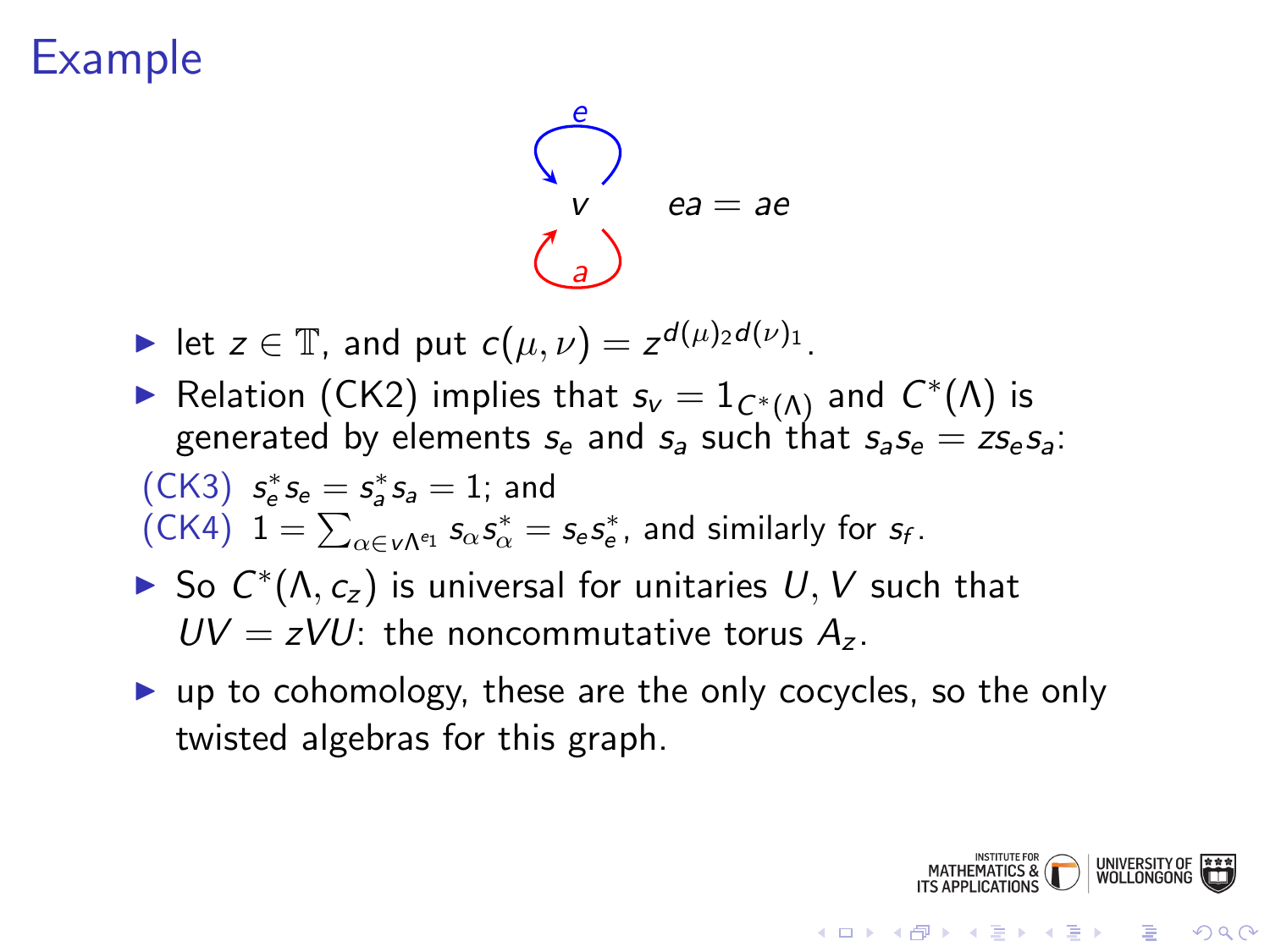# Example

$v$ $\quad ea = ae$

- let $z \in \mathbb{T}$, and put $c(\mu, \nu) = z^{d(\mu)_2 d(\nu)_1}$.
- Relation (CK2) implies that $s_v = 1_{C^*(\Lambda)}$ and $C^*(\Lambda)$ is generated by elements $s_e$ and $s_a$ such that $s_a s_e = z s_e s_a$:

(CK3) $s_e^* s_e = s_a^* s_a = 1$; and
(CK4) $1 = \sum_{\alpha \in v\Lambda^{e_1}} s_\alpha s_\alpha^* = s_e s_e^*$, and similarly for $s_f$.

- So $C^*(\Lambda, c_z)$ is universal for unitaries $U, V$ such that $UV = zVU$: the noncommutative torus $A_z$.
- up to cohomology, these are the only cocycles, so the only twisted algebras for this graph.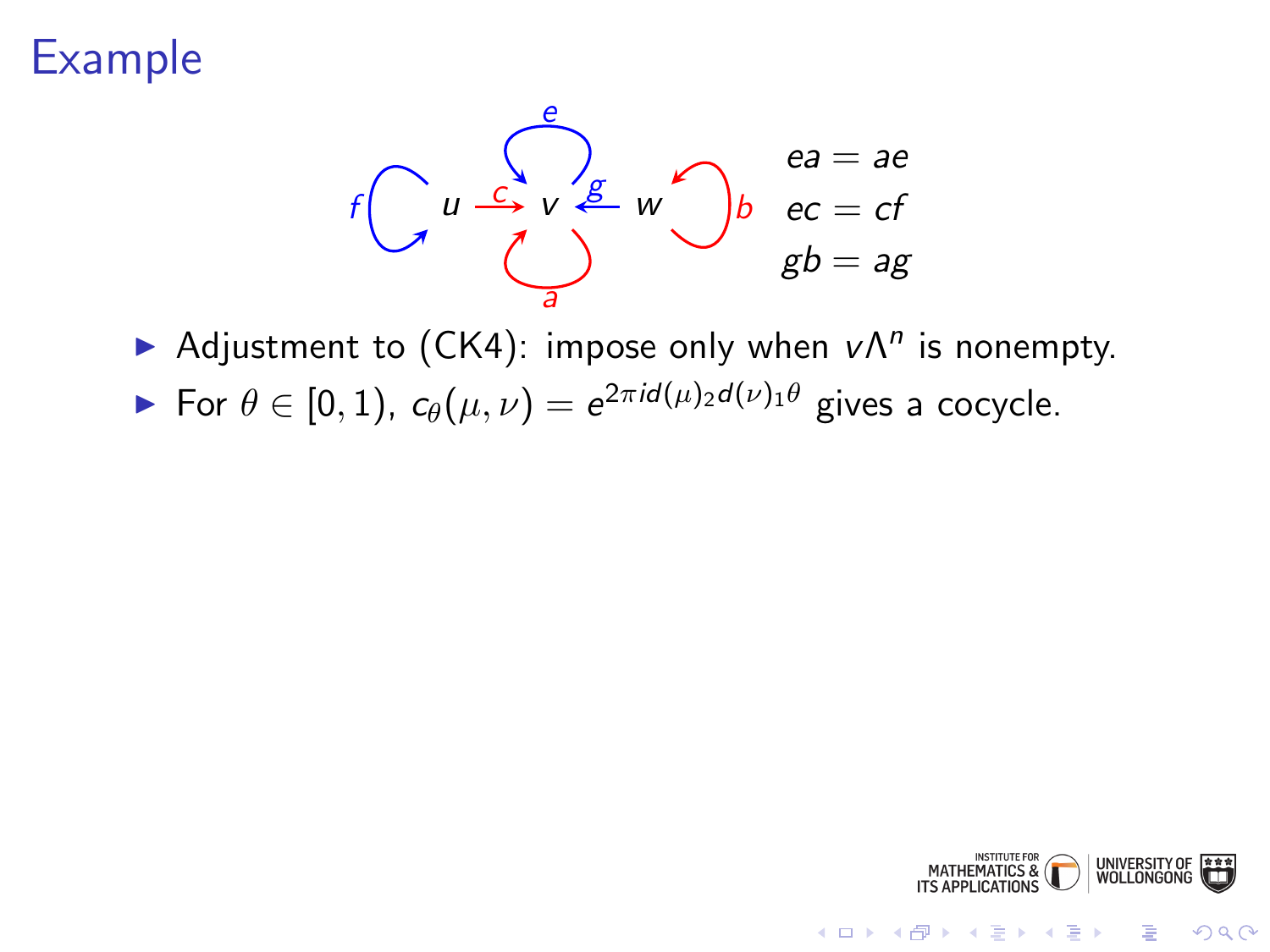# Example

$$ea = ae$$
$$ec = cf$$
$$gb = ag$$

- Adjustment to (CK4): impose only when $v\Lambda^n$ is nonempty.
- For $\theta \in [0, 1)$, $c_\theta(\mu, \nu) = e^{2\pi i d(\mu)_2 d(\nu)_1 \theta}$ gives a cocycle.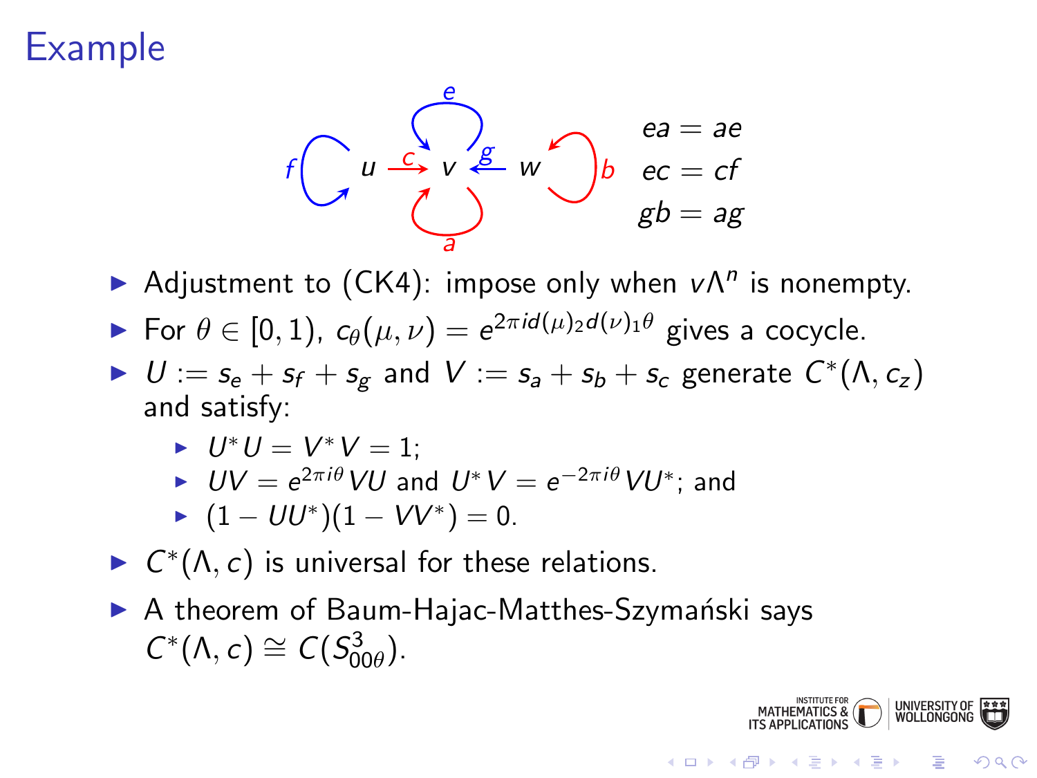# Example

$$ea = ae$$
$$ec = cf$$
$$gb = ag$$

- Adjustment to (CK4): impose only when $v\Lambda^n$ is nonempty.
- For $\theta \in [0, 1)$, $c_\theta(\mu, \nu) = e^{2\pi i d(\mu)_2 d(\nu)_1 \theta}$ gives a cocycle.
- $U := s_e + s_f + s_g$ and $V := s_a + s_b + s_c$ generate $C^*(\Lambda, c_z)$ and satisfy:
  - $U^*U = V^*V = 1$;
  - $UV = e^{2\pi i \theta} VU$ and $U^*V = e^{-2\pi i \theta} VU^*$; and
  - $(1 - UU^*)(1 - VV^*) = 0$.
- $C^*(\Lambda, c)$ is universal for these relations.
- A theorem of Baum-Hajac-Matthes-Szymański says $C^*(\Lambda, c) \cong C(S^3_{00\theta})$.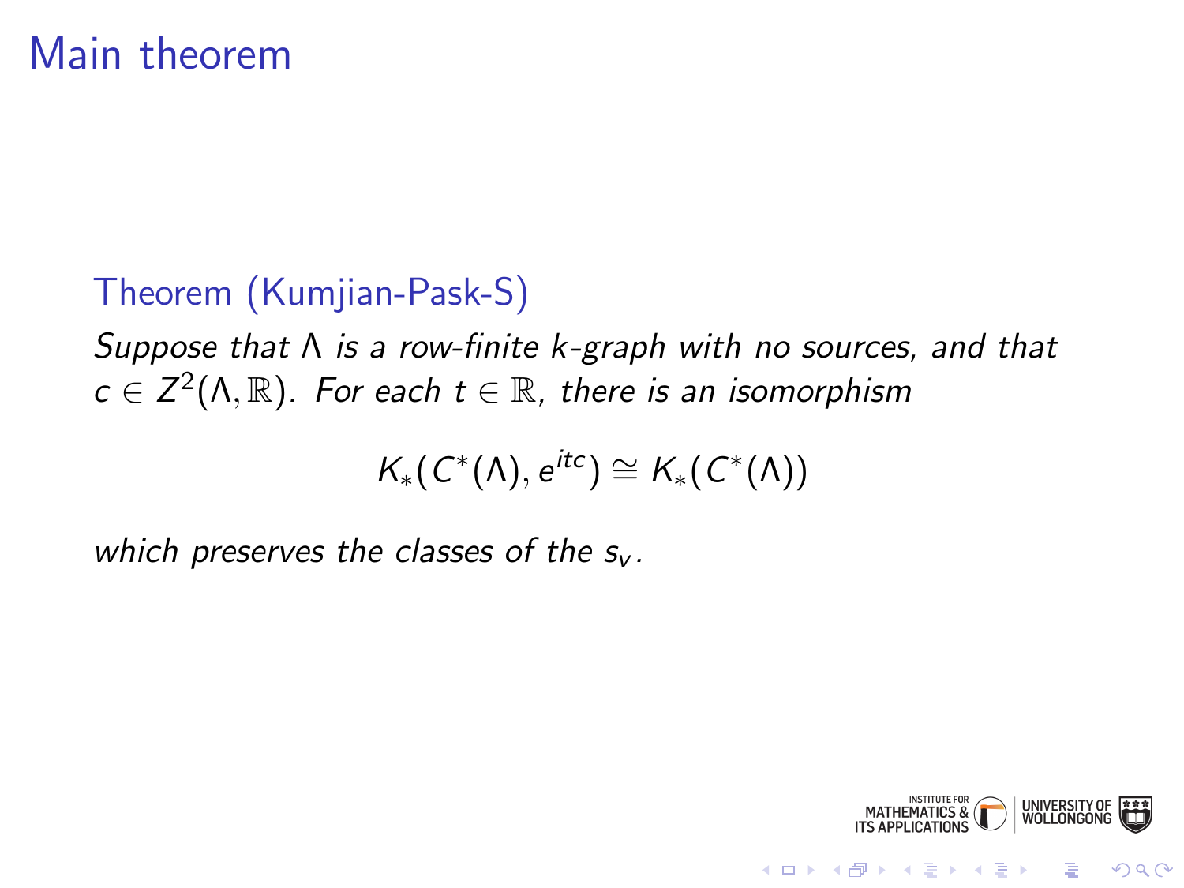# Main theorem

**Theorem (Kumjian-Pask-S)**

*Suppose that $\Lambda$ is a row-finite $k$-graph with no sources, and that $c \in Z^2(\Lambda, \mathbb{R})$. For each $t \in \mathbb{R}$, there is an isomorphism*

$$K_*(C^*(\Lambda), e^{itc}) \cong K_*(C^*(\Lambda))$$

*which preserves the classes of the $s_v$.*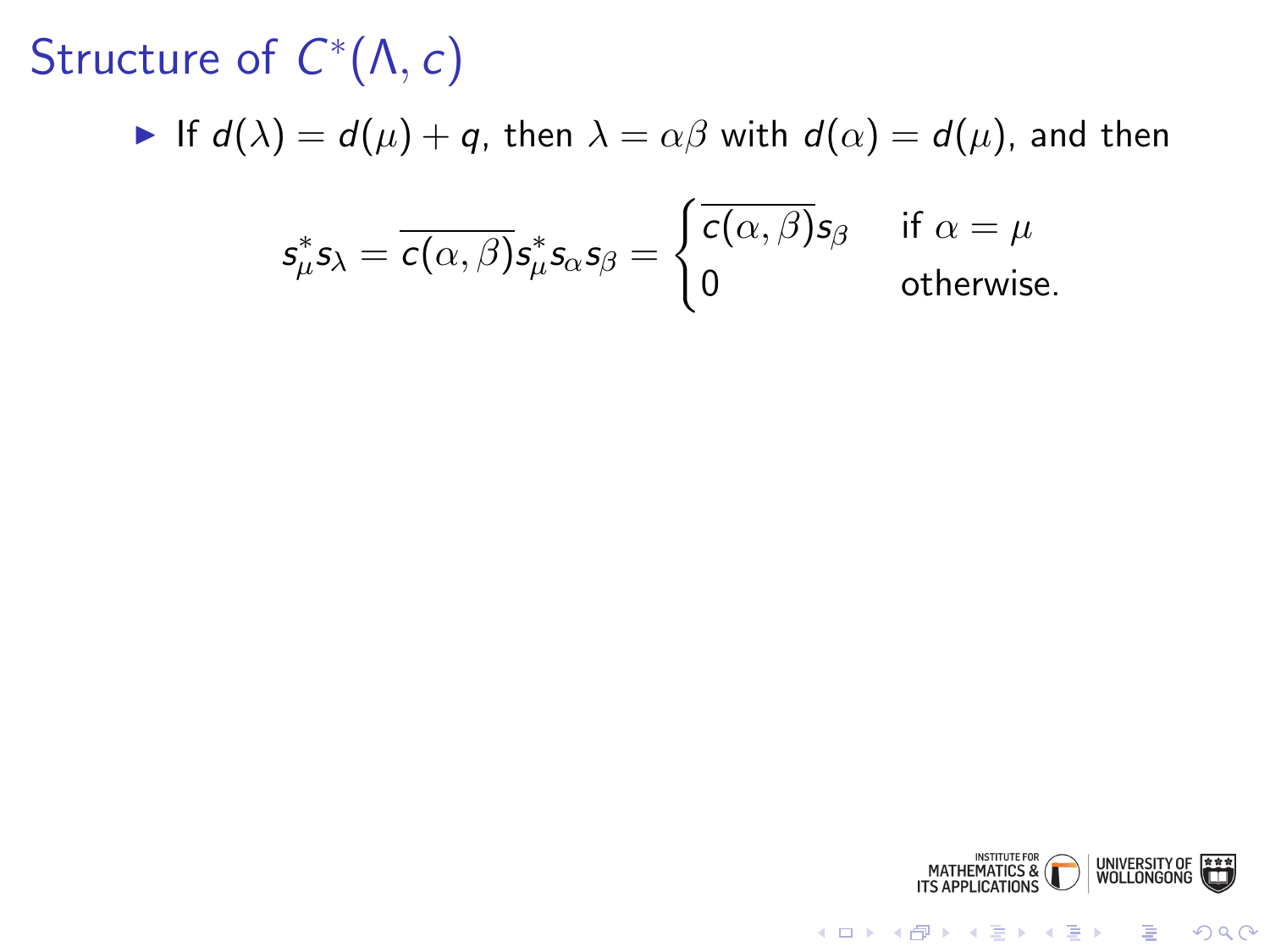# Structure of $C^*(\Lambda, c)$

- If $d(\lambda) = d(\mu) + q$, then $\lambda = \alpha\beta$ with $d(\alpha) = d(\mu)$, and then

$$s_\mu^* s_\lambda = \overline{c(\alpha, \beta)} s_\mu^* s_\alpha s_\beta = \begin{cases} \overline{c(\alpha, \beta)} s_\beta & \text{if } \alpha = \mu \\ 0 & \text{otherwise.} \end{cases}$$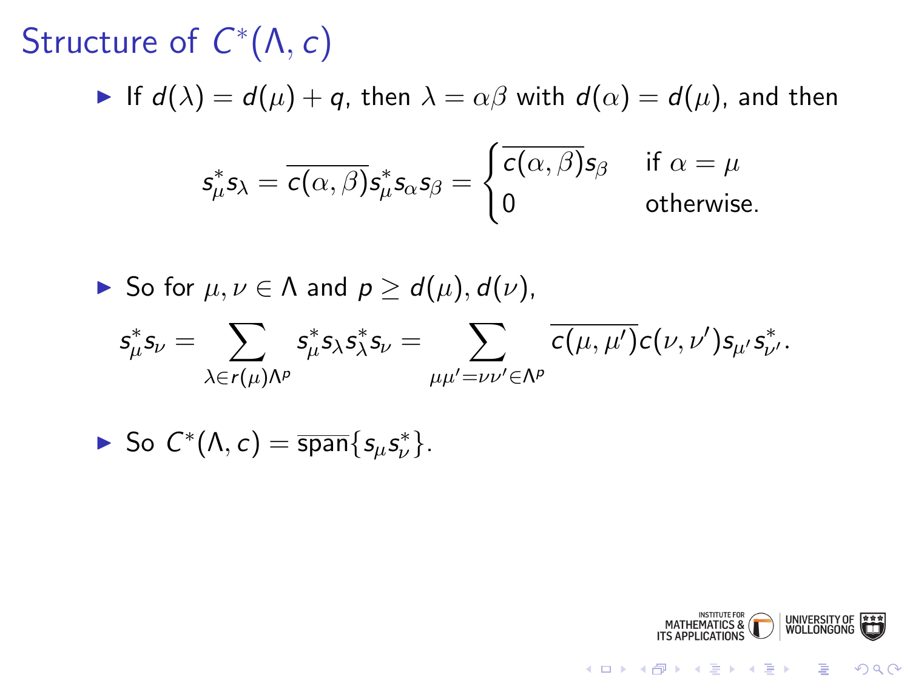# Structure of $C^*(\Lambda, c)$

- If $d(\lambda) = d(\mu) + q$, then $\lambda = \alpha\beta$ with $d(\alpha) = d(\mu)$, and then

$$s_\mu^* s_\lambda = \overline{c(\alpha,\beta)} s_\mu^* s_\alpha s_\beta = \begin{cases} \overline{c(\alpha,\beta)} s_\beta & \text{if } \alpha = \mu \\ 0 & \text{otherwise.} \end{cases}$$

- So for $\mu, \nu \in \Lambda$ and $p \geq d(\mu), d(\nu)$,

$$s_\mu^* s_\nu = \sum_{\lambda \in r(\mu)\Lambda^p} s_\mu^* s_\lambda s_\lambda^* s_\nu = \sum_{\mu\mu' = \nu\nu' \in \Lambda^p} \overline{c(\mu,\mu')} c(\nu,\nu') s_{\mu'} s_{\nu'}^*.$$

- So $C^*(\Lambda, c) = \overline{\operatorname{span}}\{s_\mu s_\nu^*\}$.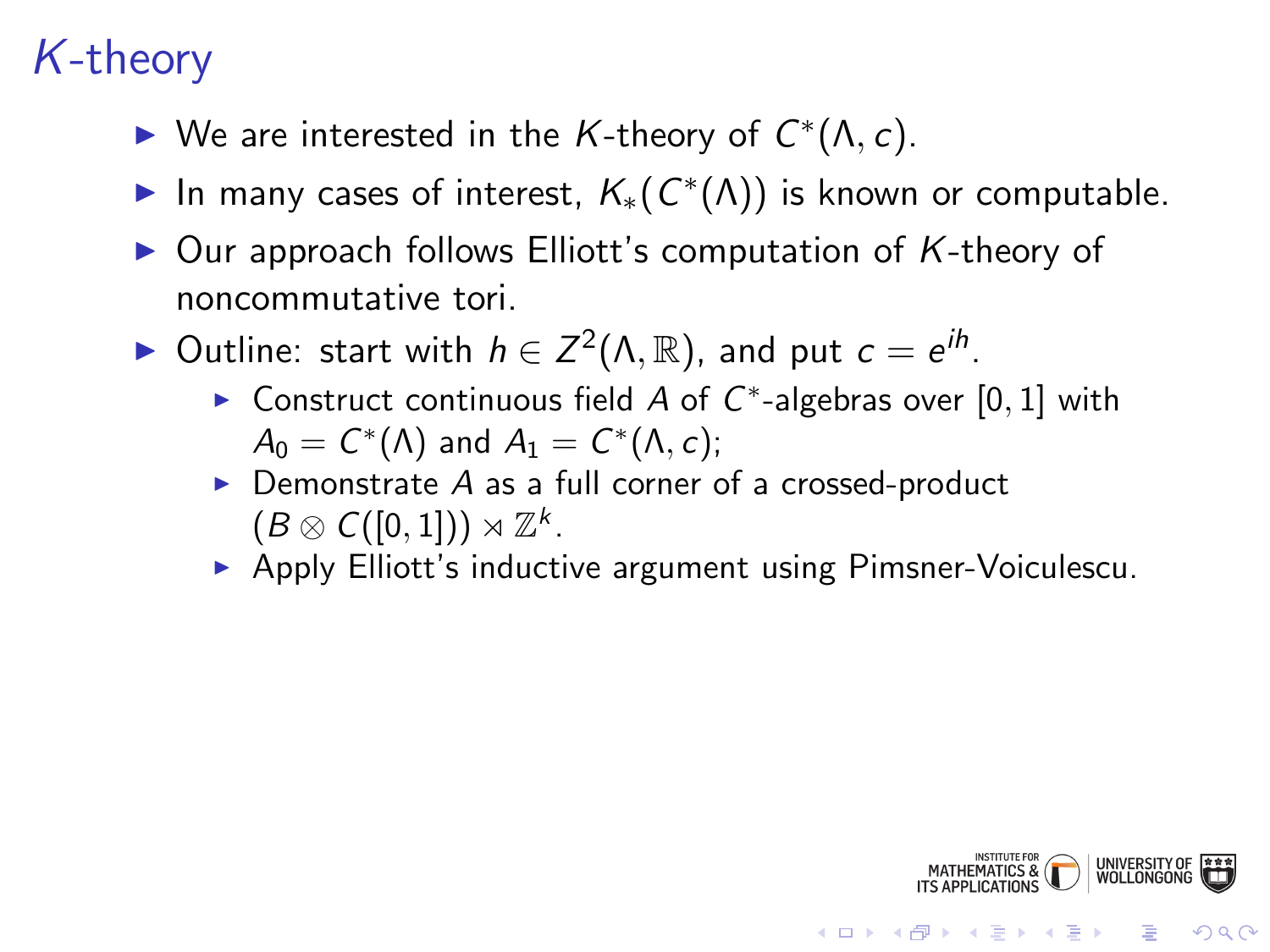# $K$-theory

- We are interested in the $K$-theory of $C^*(\Lambda, c)$.
- In many cases of interest, $K_*(C^*(\Lambda))$ is known or computable.
- Our approach follows Elliott's computation of $K$-theory of noncommutative tori.
- Outline: start with $h \in Z^2(\Lambda, \mathbb{R})$, and put $c = e^{ih}$.
  - Construct continuous field $A$ of $C^*$-algebras over $[0, 1]$ with $A_0 = C^*(\Lambda)$ and $A_1 = C^*(\Lambda, c)$;
  - Demonstrate $A$ as a full corner of a crossed-product $(B \otimes C([0, 1])) \rtimes \mathbb{Z}^k$.
  - Apply Elliott's inductive argument using Pimsner-Voiculescu.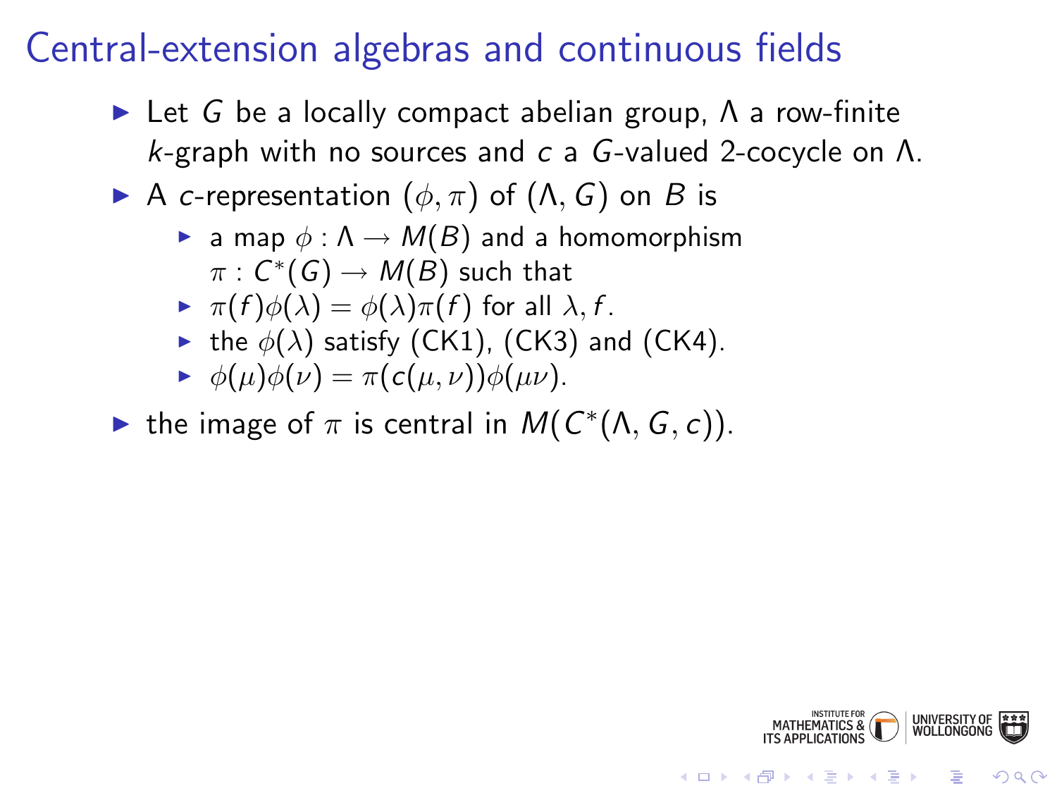# Central-extension algebras and continuous fields

- Let $G$ be a locally compact abelian group, $\Lambda$ a row-finite $k$-graph with no sources and $c$ a $G$-valued 2-cocycle on $\Lambda$.
- A $c$-representation $(\phi, \pi)$ of $(\Lambda, G)$ on $B$ is
  - a map $\phi : \Lambda \to M(B)$ and a homomorphism $\pi : C^*(G) \to M(B)$ such that
  - $\pi(f)\phi(\lambda) = \phi(\lambda)\pi(f)$ for all $\lambda, f$.
  - the $\phi(\lambda)$ satisfy (CK1), (CK3) and (CK4).
  - $\phi(\mu)\phi(\nu) = \pi(c(\mu, \nu))\phi(\mu\nu)$.
- the image of $\pi$ is central in $M(C^*(\Lambda, G, c))$.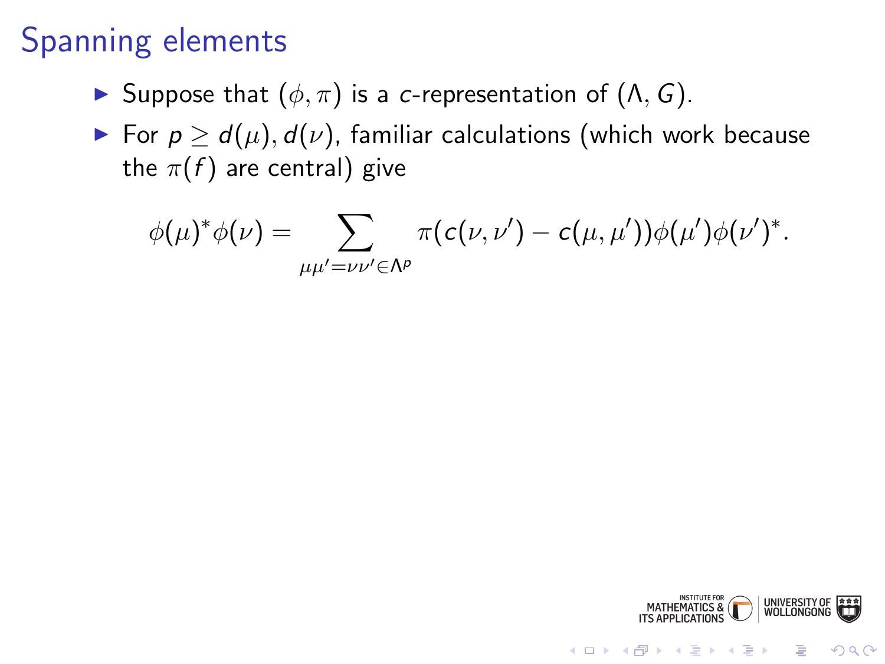# Spanning elements

- Suppose that $(\phi, \pi)$ is a $c$-representation of $(\Lambda, G)$.
- For $p \geq d(\mu), d(\nu)$, familiar calculations (which work because the $\pi(f)$ are central) give

$$\phi(\mu)^* \phi(\nu) = \sum_{\mu\mu' = \nu\nu' \in \Lambda^p} \pi(c(\nu, \nu') - c(\mu, \mu')) \phi(\mu') \phi(\nu')^*.$$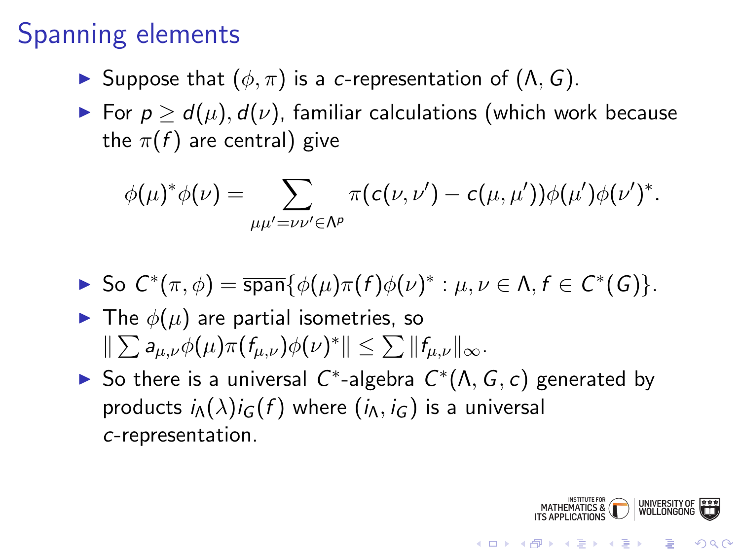# Spanning elements

- Suppose that $(\phi, \pi)$ is a $c$-representation of $(\Lambda, G)$.
- For $p \geq d(\mu), d(\nu)$, familiar calculations (which work because the $\pi(f)$ are central) give

$$\phi(\mu)^*\phi(\nu) = \sum_{\mu\mu' = \nu\nu' \in \Lambda^p} \pi(c(\nu, \nu') - c(\mu, \mu'))\phi(\mu')\phi(\nu')^*.$$

- So $C^*(\pi, \phi) = \overline{\text{span}}\{\phi(\mu)\pi(f)\phi(\nu)^* : \mu, \nu \in \Lambda, f \in C^*(G)\}$.
- The $\phi(\mu)$ are partial isometries, so $\|\sum a_{\mu,\nu}\phi(\mu)\pi(f_{\mu,\nu})\phi(\nu)^*\| \leq \sum \|f_{\mu,\nu}\|_\infty$.
- So there is a universal $C^*$-algebra $C^*(\Lambda, G, c)$ generated by products $i_\Lambda(\lambda)i_G(f)$ where $(i_\Lambda, i_G)$ is a universal $c$-representation.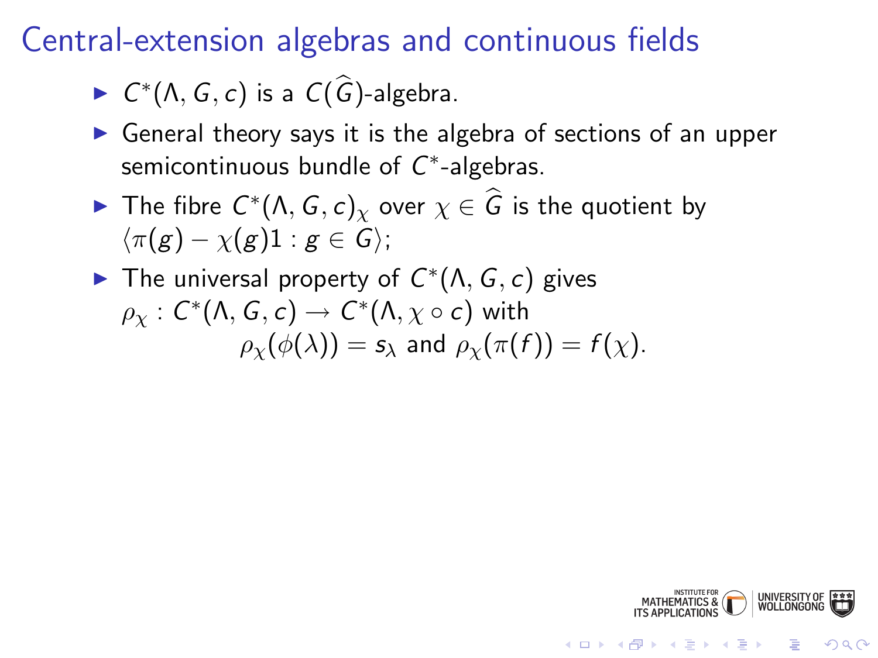# Central-extension algebras and continuous fields

- $C^*(\Lambda, G, c)$ is a $C(\widehat{G})$-algebra.
- General theory says it is the algebra of sections of an upper semicontinuous bundle of $C^*$-algebras.
- The fibre $C^*(\Lambda, G, c)_\chi$ over $\chi \in \widehat{G}$ is the quotient by $\langle \pi(g) - \chi(g)1 : g \in G \rangle$;
- The universal property of $C^*(\Lambda, G, c)$ gives $\rho_\chi : C^*(\Lambda, G, c) \to C^*(\Lambda, \chi \circ c)$ with
$$\rho_\chi(\phi(\lambda)) = s_\lambda \text{ and } \rho_\chi(\pi(f)) = f(\chi).$$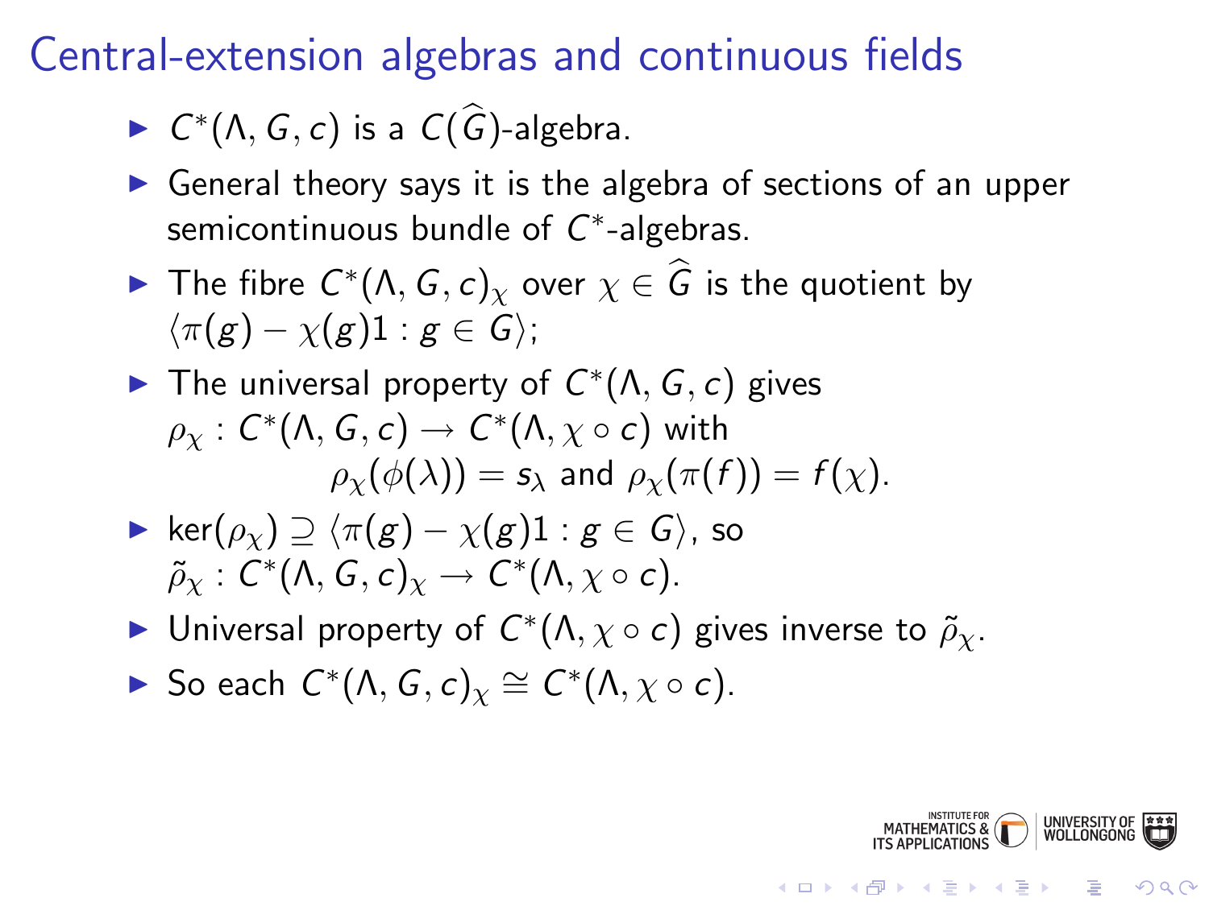# Central-extension algebras and continuous fields

- $C^*(\Lambda, G, c)$ is a $C(\widehat{G})$-algebra.
- General theory says it is the algebra of sections of an upper semicontinuous bundle of $C^*$-algebras.
- The fibre $C^*(\Lambda, G, c)_\chi$ over $\chi \in \widehat{G}$ is the quotient by $\langle \pi(g) - \chi(g)1 : g \in G \rangle$;
- The universal property of $C^*(\Lambda, G, c)$ gives $\rho_\chi : C^*(\Lambda, G, c) \to C^*(\Lambda, \chi \circ c)$ with
$$\rho_\chi(\phi(\lambda)) = s_\lambda \text{ and } \rho_\chi(\pi(f)) = f(\chi).$$
- $\ker(\rho_\chi) \supseteq \langle \pi(g) - \chi(g)1 : g \in G \rangle$, so $\tilde{\rho}_\chi : C^*(\Lambda, G, c)_\chi \to C^*(\Lambda, \chi \circ c)$.
- Universal property of $C^*(\Lambda, \chi \circ c)$ gives inverse to $\tilde{\rho}_\chi$.
- So each $C^*(\Lambda, G, c)_\chi \cong C^*(\Lambda, \chi \circ c)$.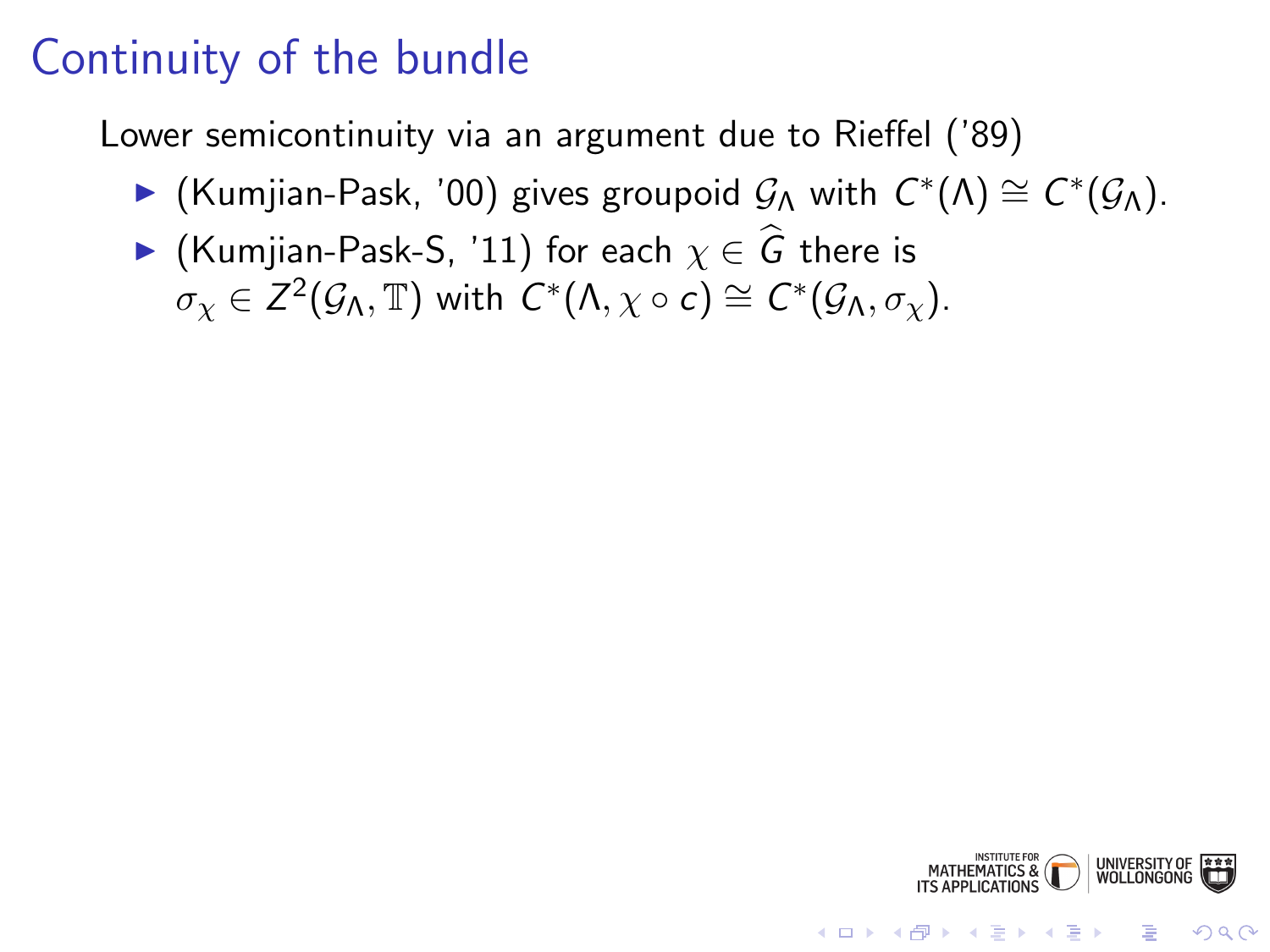# Continuity of the bundle

Lower semicontinuity via an argument due to Rieffel ('89)

- (Kumjian-Pask, '00) gives groupoid $\mathcal{G}_\Lambda$ with $C^*(\Lambda) \cong C^*(\mathcal{G}_\Lambda)$.
- (Kumjian-Pask-S, '11) for each $\chi \in \widehat{G}$ there is $\sigma_\chi \in Z^2(\mathcal{G}_\Lambda, \mathbb{T})$ with $C^*(\Lambda, \chi \circ c) \cong C^*(\mathcal{G}_\Lambda, \sigma_\chi)$.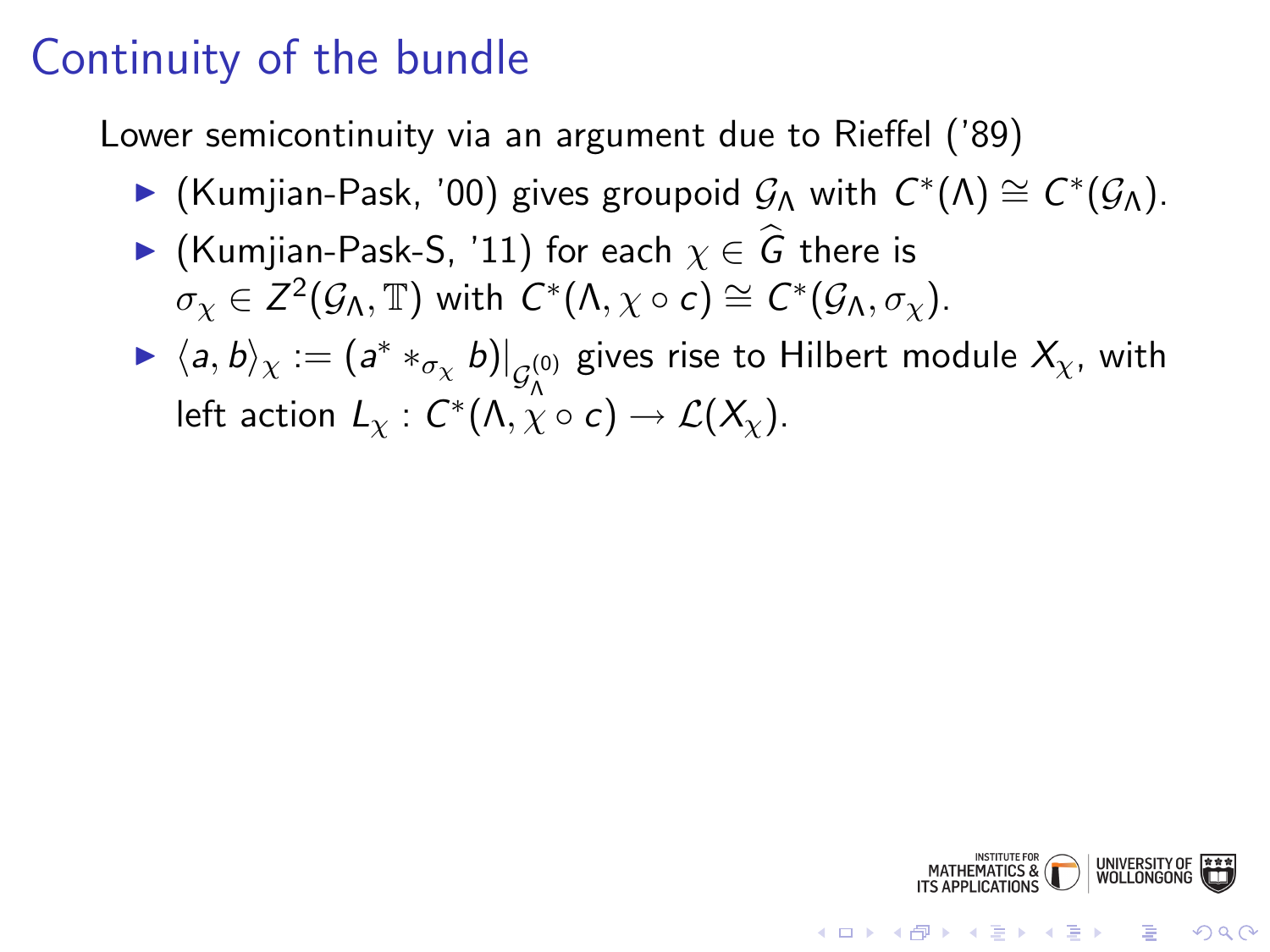# Continuity of the bundle

Lower semicontinuity via an argument due to Rieffel ('89)

- (Kumjian-Pask, '00) gives groupoid $\mathcal{G}_\Lambda$ with $C^*(\Lambda) \cong C^*(\mathcal{G}_\Lambda)$.
- (Kumjian-Pask-S, '11) for each $\chi \in \widehat{G}$ there is $\sigma_\chi \in Z^2(\mathcal{G}_\Lambda, \mathbb{T})$ with $C^*(\Lambda, \chi \circ c) \cong C^*(\mathcal{G}_\Lambda, \sigma_\chi)$.
- $\langle a, b \rangle_\chi := (a^* *_{\sigma_\chi} b)|_{\mathcal{G}_\Lambda^{(0)}}$ gives rise to Hilbert module $X_\chi$, with left action $L_\chi : C^*(\Lambda, \chi \circ c) \to \mathcal{L}(X_\chi)$.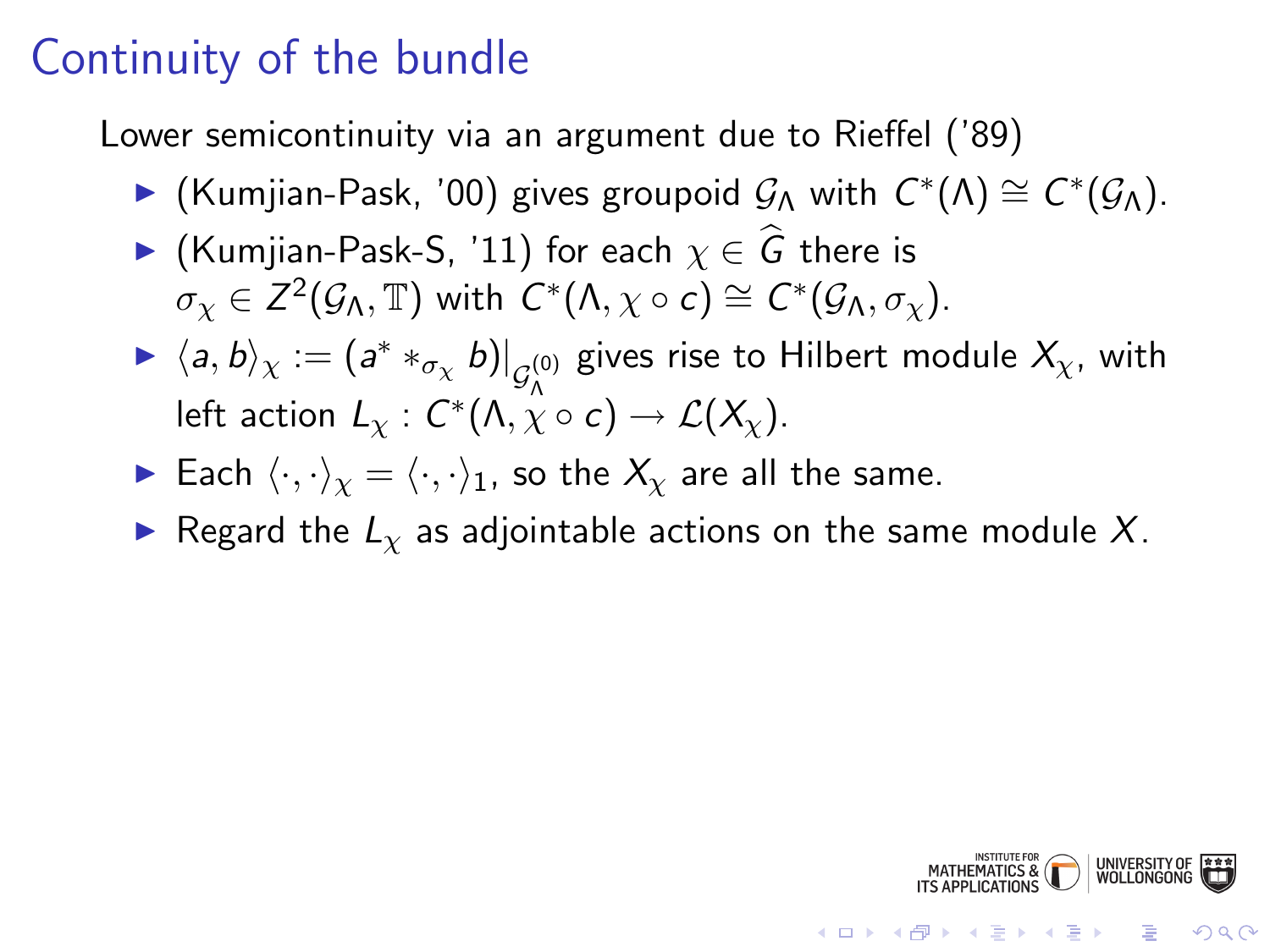# Continuity of the bundle

Lower semicontinuity via an argument due to Rieffel ('89)

- (Kumjian-Pask, '00) gives groupoid $\mathcal{G}_\Lambda$ with $C^*(\Lambda) \cong C^*(\mathcal{G}_\Lambda)$.
- (Kumjian-Pask-S, '11) for each $\chi \in \widehat{G}$ there is $\sigma_\chi \in Z^2(\mathcal{G}_\Lambda, \mathbb{T})$ with $C^*(\Lambda, \chi \circ c) \cong C^*(\mathcal{G}_\Lambda, \sigma_\chi)$.
- $\langle a, b\rangle_\chi := (a^* *_{\sigma_\chi} b)|_{\mathcal{G}_\Lambda^{(0)}}$ gives rise to Hilbert module $X_\chi$, with left action $L_\chi : C^*(\Lambda, \chi \circ c) \to \mathcal{L}(X_\chi)$.
- Each $\langle \cdot, \cdot \rangle_\chi = \langle \cdot, \cdot \rangle_1$, so the $X_\chi$ are all the same.
- Regard the $L_\chi$ as adjointable actions on the same module $X$.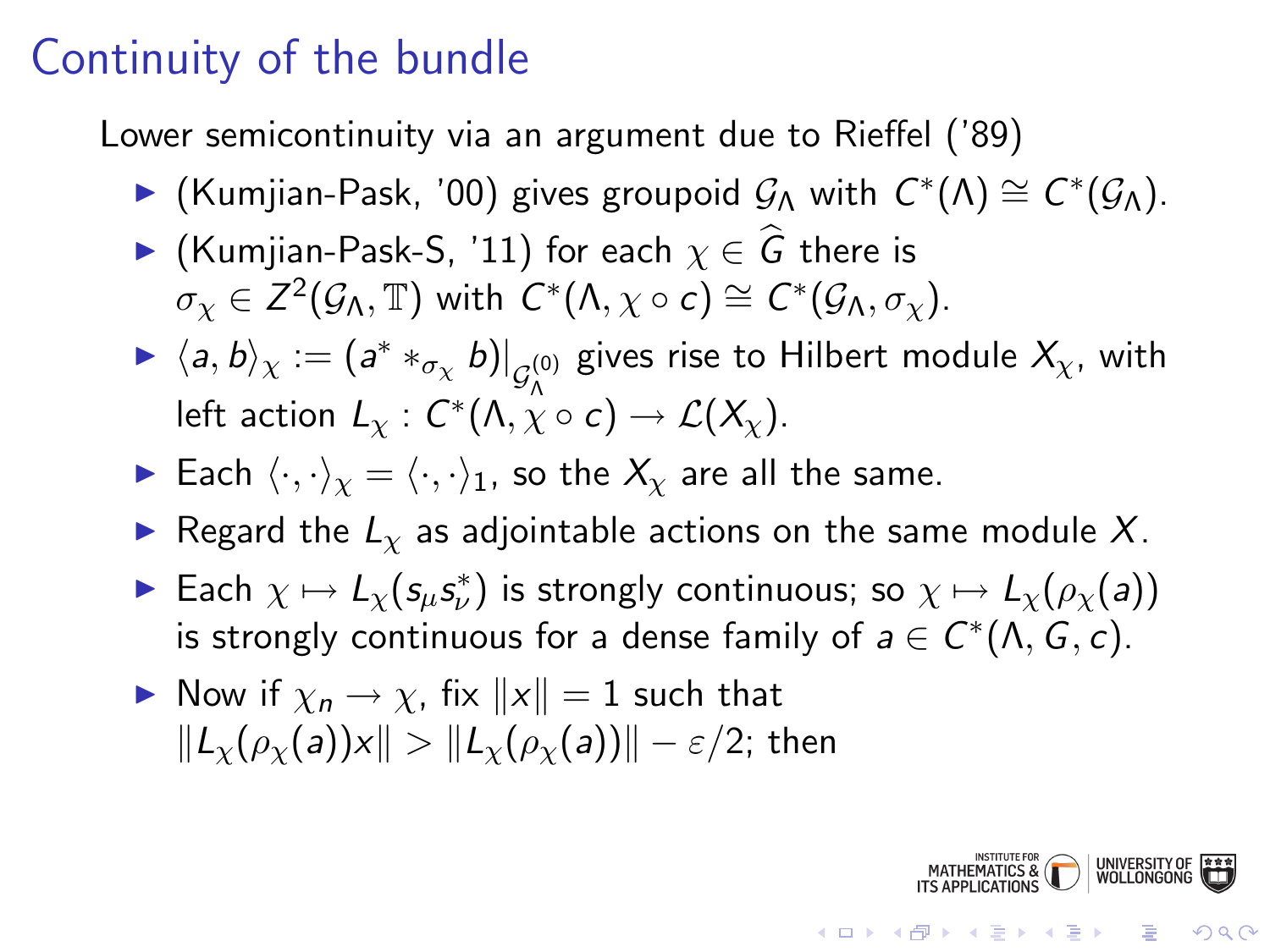# Continuity of the bundle

Lower semicontinuity via an argument due to Rieffel ('89)

- (Kumjian-Pask, '00) gives groupoid $\mathcal{G}_\Lambda$ with $C^*(\Lambda) \cong C^*(\mathcal{G}_\Lambda)$.
- (Kumjian-Pask-S, '11) for each $\chi \in \widehat{G}$ there is $\sigma_\chi \in Z^2(\mathcal{G}_\Lambda, \mathbb{T})$ with $C^*(\Lambda, \chi \circ c) \cong C^*(\mathcal{G}_\Lambda, \sigma_\chi)$.
- $\langle a, b \rangle_\chi := (a^* *_{\sigma_\chi} b)|_{\mathcal{G}_\Lambda^{(0)}}$ gives rise to Hilbert module $X_\chi$, with left action $L_\chi : C^*(\Lambda, \chi \circ c) \to \mathcal{L}(X_\chi)$.
- Each $\langle \cdot, \cdot \rangle_\chi = \langle \cdot, \cdot \rangle_1$, so the $X_\chi$ are all the same.
- Regard the $L_\chi$ as adjointable actions on the same module $X$.
- Each $\chi \mapsto L_\chi(s_\mu s_\nu^*)$ is strongly continuous; so $\chi \mapsto L_\chi(\rho_\chi(a))$ is strongly continuous for a dense family of $a \in C^*(\Lambda, G, c)$.
- Now if $\chi_n \to \chi$, fix $\|x\| = 1$ such that $\|L_\chi(\rho_\chi(a))x\| > \|L_\chi(\rho_\chi(a))\| - \varepsilon/2$; then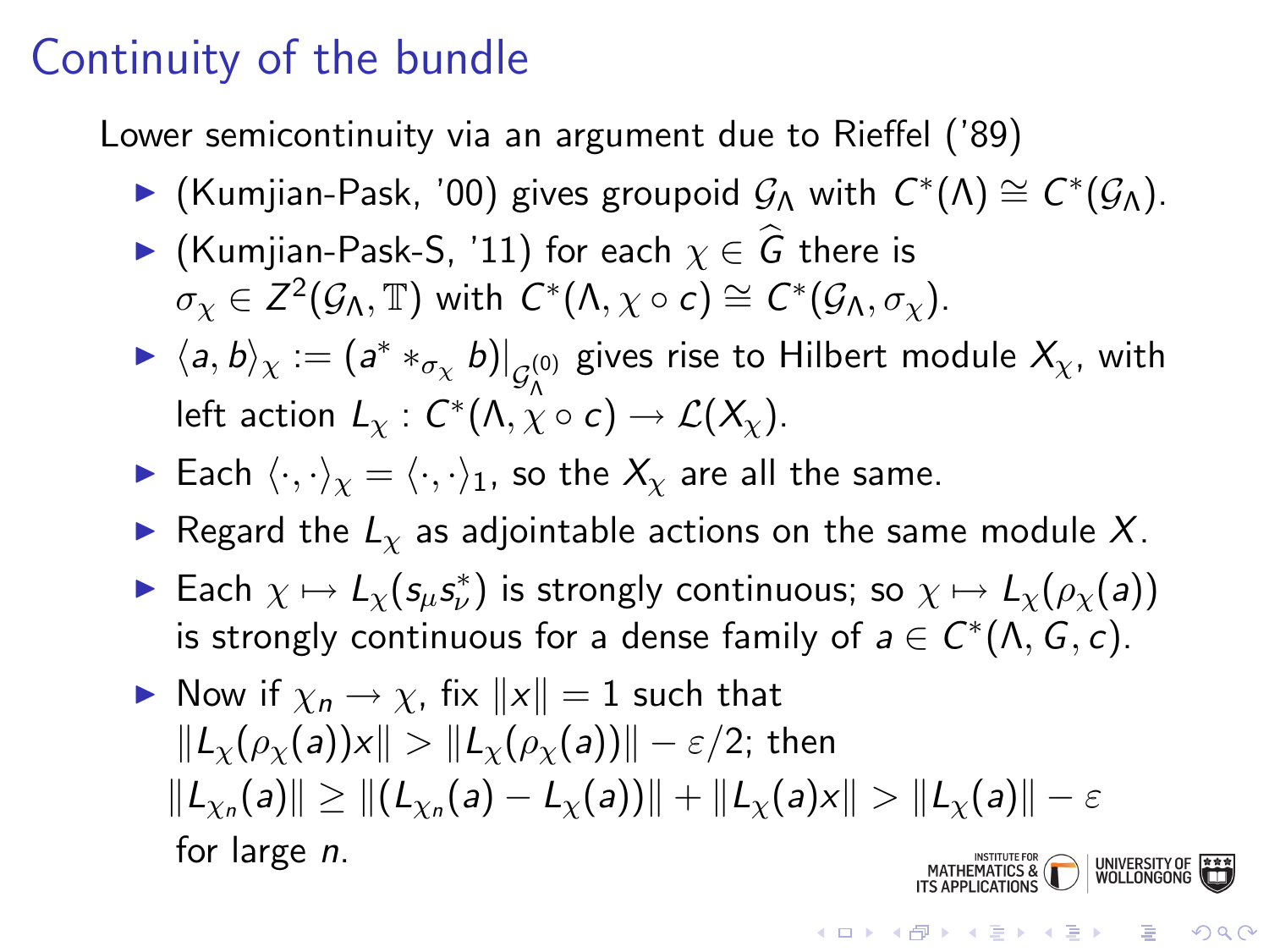# Continuity of the bundle

Lower semicontinuity via an argument due to Rieffel ('89)

- (Kumjian-Pask, '00) gives groupoid $\mathcal{G}_\Lambda$ with $C^*(\Lambda) \cong C^*(\mathcal{G}_\Lambda)$.
- (Kumjian-Pask-S, '11) for each $\chi \in \widehat{G}$ there is $\sigma_\chi \in Z^2(\mathcal{G}_\Lambda, \mathbb{T})$ with $C^*(\Lambda, \chi \circ c) \cong C^*(\mathcal{G}_\Lambda, \sigma_\chi)$.
- $\langle a, b \rangle_\chi := (a^* *_{\sigma_\chi} b)|_{\mathcal{G}_\Lambda^{(0)}}$ gives rise to Hilbert module $X_\chi$, with left action $L_\chi : C^*(\Lambda, \chi \circ c) \to \mathcal{L}(X_\chi)$.
- Each $\langle \cdot, \cdot \rangle_\chi = \langle \cdot, \cdot \rangle_1$, so the $X_\chi$ are all the same.
- Regard the $L_\chi$ as adjointable actions on the same module $X$.
- Each $\chi \mapsto L_\chi(s_\mu s_\nu^*)$ is strongly continuous; so $\chi \mapsto L_\chi(\rho_\chi(a))$ is strongly continuous for a dense family of $a \in C^*(\Lambda, G, c)$.
- Now if $\chi_n \to \chi$, fix $\|x\| = 1$ such that $\|L_\chi(\rho_\chi(a))x\| > \|L_\chi(\rho_\chi(a))\| - \varepsilon/2$; then $\|L_{\chi_n}(a)\| \geq \|(L_{\chi_n}(a) - L_\chi(a))\| + \|L_\chi(a)x\| > \|L_\chi(a)\| - \varepsilon$ for large $n$.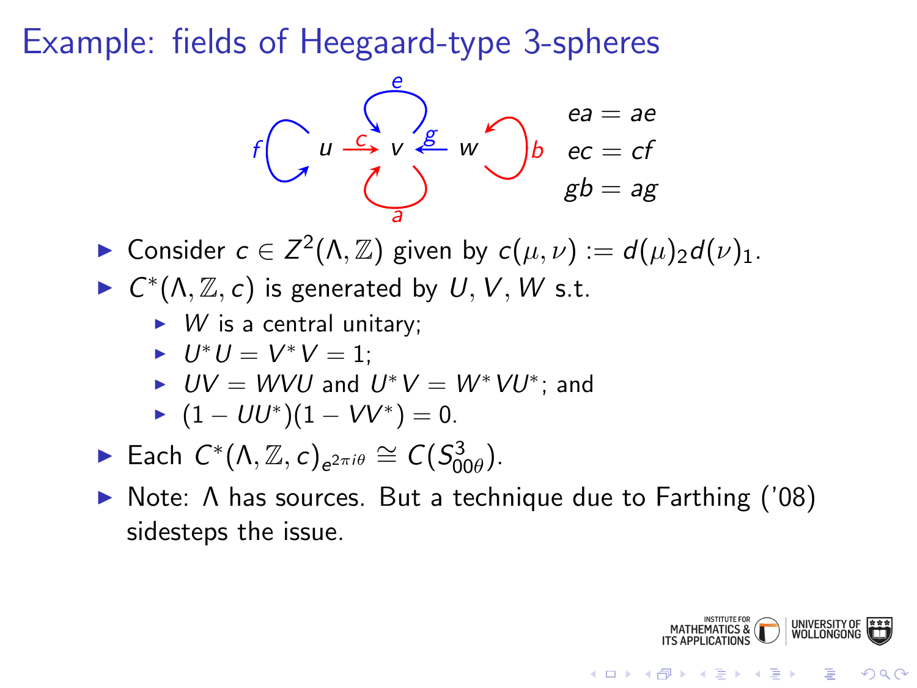# Example: fields of Heegaard-type 3-spheres

$$ea = ae$$
$$ec = cf$$
$$gb = ag$$

- Consider $c \in Z^2(\Lambda, \mathbb{Z})$ given by $c(\mu, \nu) := d(\mu)_2 d(\nu)_1$.
- $C^*(\Lambda, \mathbb{Z}, c)$ is generated by $U, V, W$ s.t.
  - $W$ is a central unitary;
  - $U^*U = V^*V = 1$;
  - $UV = WVU$ and $U^*V = W^*VU^*$; and
  - $(1 - UU^*)(1 - VV^*) = 0$.
- Each $C^*(\Lambda, \mathbb{Z}, c)_{e^{2\pi i\theta}} \cong C(S^3_{00\theta})$.
- Note: $\Lambda$ has sources. But a technique due to Farthing ('08) sidesteps the issue.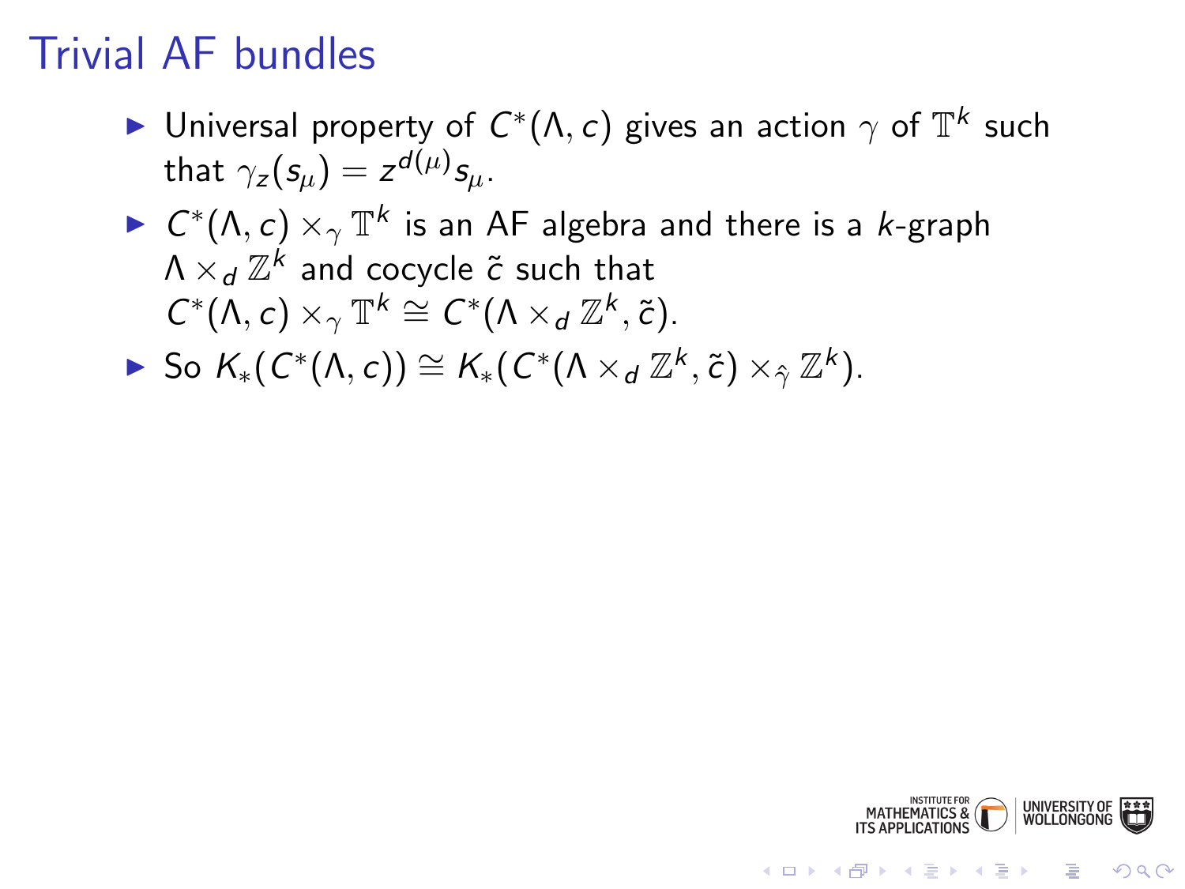# Trivial AF bundles

- Universal property of $C^*(\Lambda, c)$ gives an action $\gamma$ of $\mathbb{T}^k$ such that $\gamma_z(s_\mu) = z^{d(\mu)} s_\mu$.
- $C^*(\Lambda, c) \times_\gamma \mathbb{T}^k$ is an AF algebra and there is a $k$-graph $\Lambda \times_d \mathbb{Z}^k$ and cocycle $\tilde{c}$ such that $C^*(\Lambda, c) \times_\gamma \mathbb{T}^k \cong C^*(\Lambda \times_d \mathbb{Z}^k, \tilde{c})$.
- So $K_*(C^*(\Lambda, c)) \cong K_*(C^*(\Lambda \times_d \mathbb{Z}^k, \tilde{c}) \times_{\hat{\gamma}} \mathbb{Z}^k)$.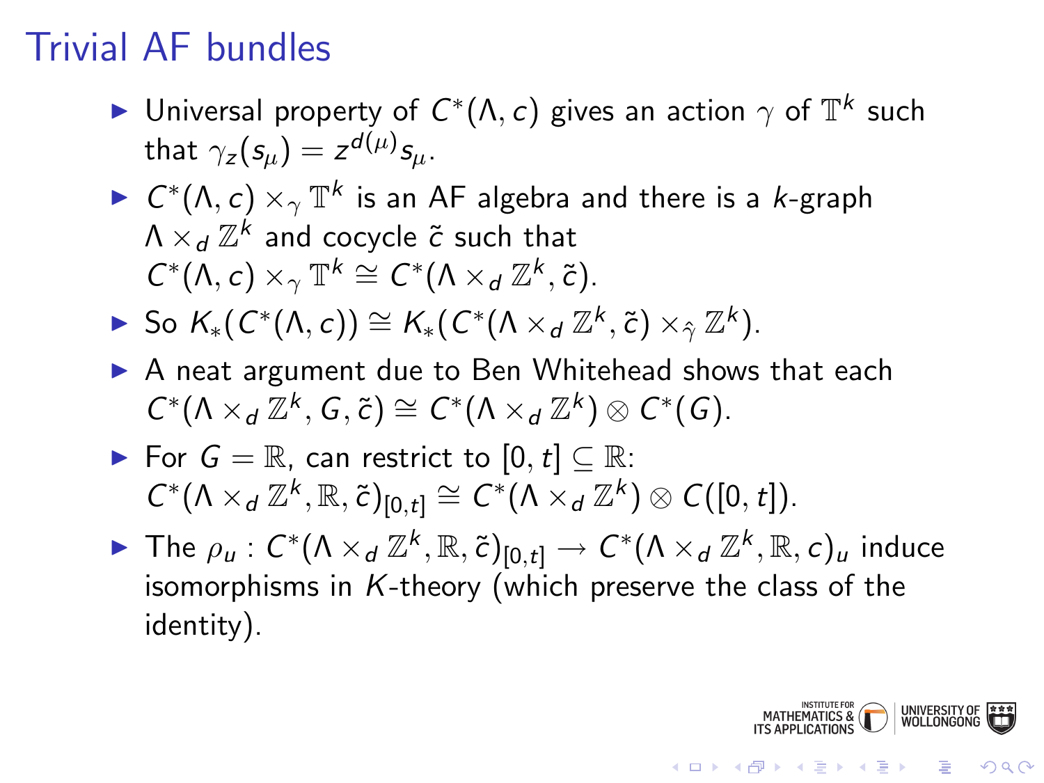# Trivial AF bundles

- Universal property of $C^*(\Lambda, c)$ gives an action $\gamma$ of $\mathbb{T}^k$ such that $\gamma_z(s_\mu) = z^{d(\mu)} s_\mu$.
- $C^*(\Lambda, c) \times_\gamma \mathbb{T}^k$ is an AF algebra and there is a $k$-graph $\Lambda \times_d \mathbb{Z}^k$ and cocycle $\tilde{c}$ such that $C^*(\Lambda, c) \times_\gamma \mathbb{T}^k \cong C^*(\Lambda \times_d \mathbb{Z}^k, \tilde{c})$.
- So $K_*(C^*(\Lambda, c)) \cong K_*(C^*(\Lambda \times_d \mathbb{Z}^k, \tilde{c}) \times_{\hat{\gamma}} \mathbb{Z}^k)$.
- A neat argument due to Ben Whitehead shows that each $C^*(\Lambda \times_d \mathbb{Z}^k, G, \tilde{c}) \cong C^*(\Lambda \times_d \mathbb{Z}^k) \otimes C^*(G)$.
- For $G = \mathbb{R}$, can restrict to $[0, t] \subseteq \mathbb{R}$: $C^*(\Lambda \times_d \mathbb{Z}^k, \mathbb{R}, \tilde{c})_{[0,t]} \cong C^*(\Lambda \times_d \mathbb{Z}^k) \otimes C([0, t])$.
- The $\rho_u : C^*(\Lambda \times_d \mathbb{Z}^k, \mathbb{R}, \tilde{c})_{[0,t]} \to C^*(\Lambda \times_d \mathbb{Z}^k, \mathbb{R}, c)_u$ induce isomorphisms in $K$-theory (which preserve the class of the identity).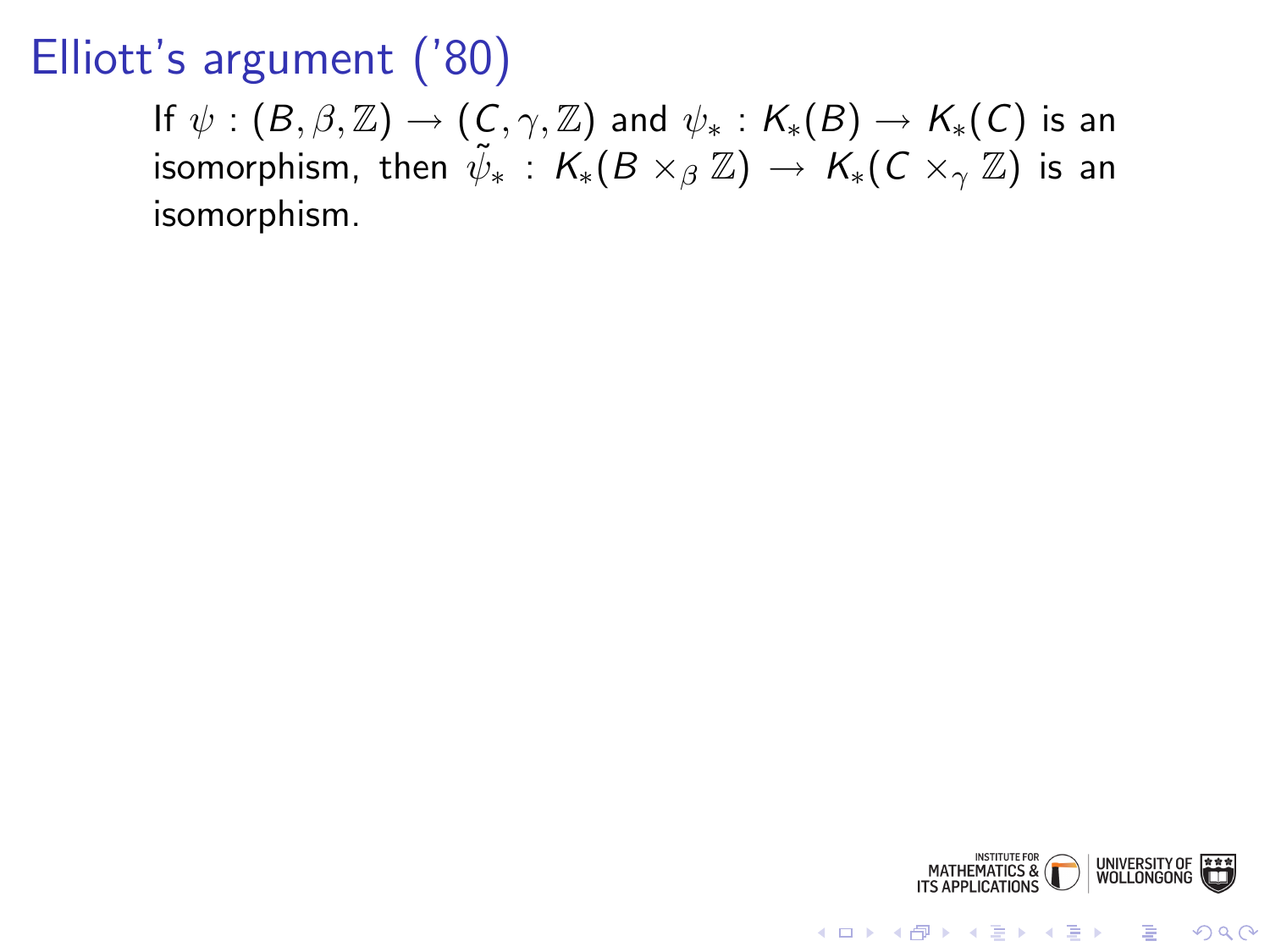# Elliott's argument ('80)

If $\psi : (B, \beta, \mathbb{Z}) \to (C, \gamma, \mathbb{Z})$ and $\psi_* : K_*(B) \to K_*(C)$ is an isomorphism, then $\tilde{\psi}_* : K_*(B \times_\beta \mathbb{Z}) \to K_*(C \times_\gamma \mathbb{Z})$ is an isomorphism.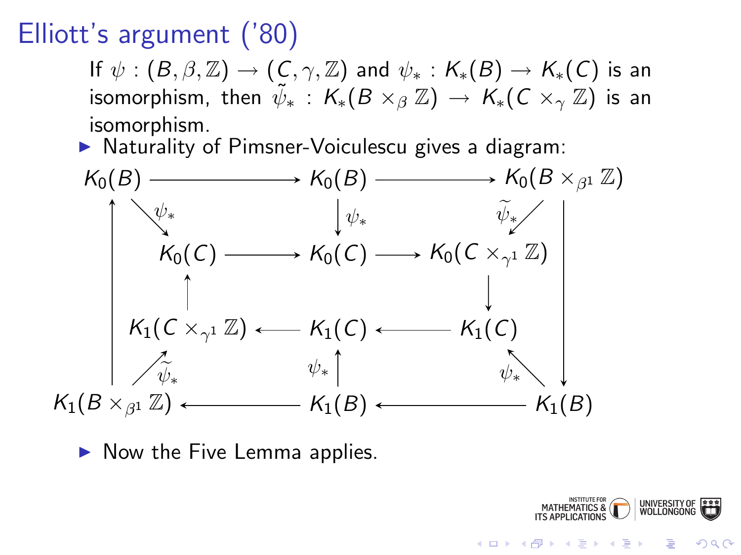# Elliott's argument ('80)

If $\psi : (B, \beta, \mathbb{Z}) \to (C, \gamma, \mathbb{Z})$ and $\psi_* : K_*(B) \to K_*(C)$ is an isomorphism, then $\tilde{\psi}_* : K_*(B \times_\beta \mathbb{Z}) \to K_*(C \times_\gamma \mathbb{Z})$ is an isomorphism.

- Naturality of Pimsner-Voiculescu gives a diagram:

$$
\begin{array}{ccccc}
K_0(B) & \longrightarrow & K_0(B) & \longrightarrow & K_0(B \times_{\beta^1} \mathbb{Z}) \\
 & \searrow^{\psi_*} & \downarrow \psi_* & \swarrow^{\widetilde{\psi}_*} & \\
 & K_0(C) \longrightarrow & K_0(C) & \longrightarrow K_0(C \times_{\gamma^1} \mathbb{Z}) & \\
\uparrow & \uparrow & & \downarrow & \downarrow \\
 & K_1(C \times_{\gamma^1} \mathbb{Z}) \longleftarrow & K_1(C) & \longleftarrow K_1(C) & \\
 & \nearrow^{\widetilde{\psi}_*} & \uparrow \psi_* & \nwarrow^{\psi_*} & \\
K_1(B \times_{\beta^1} \mathbb{Z}) & \longleftarrow & K_1(B) & \longleftarrow & K_1(B)
\end{array}
$$

- Now the Five Lemma applies.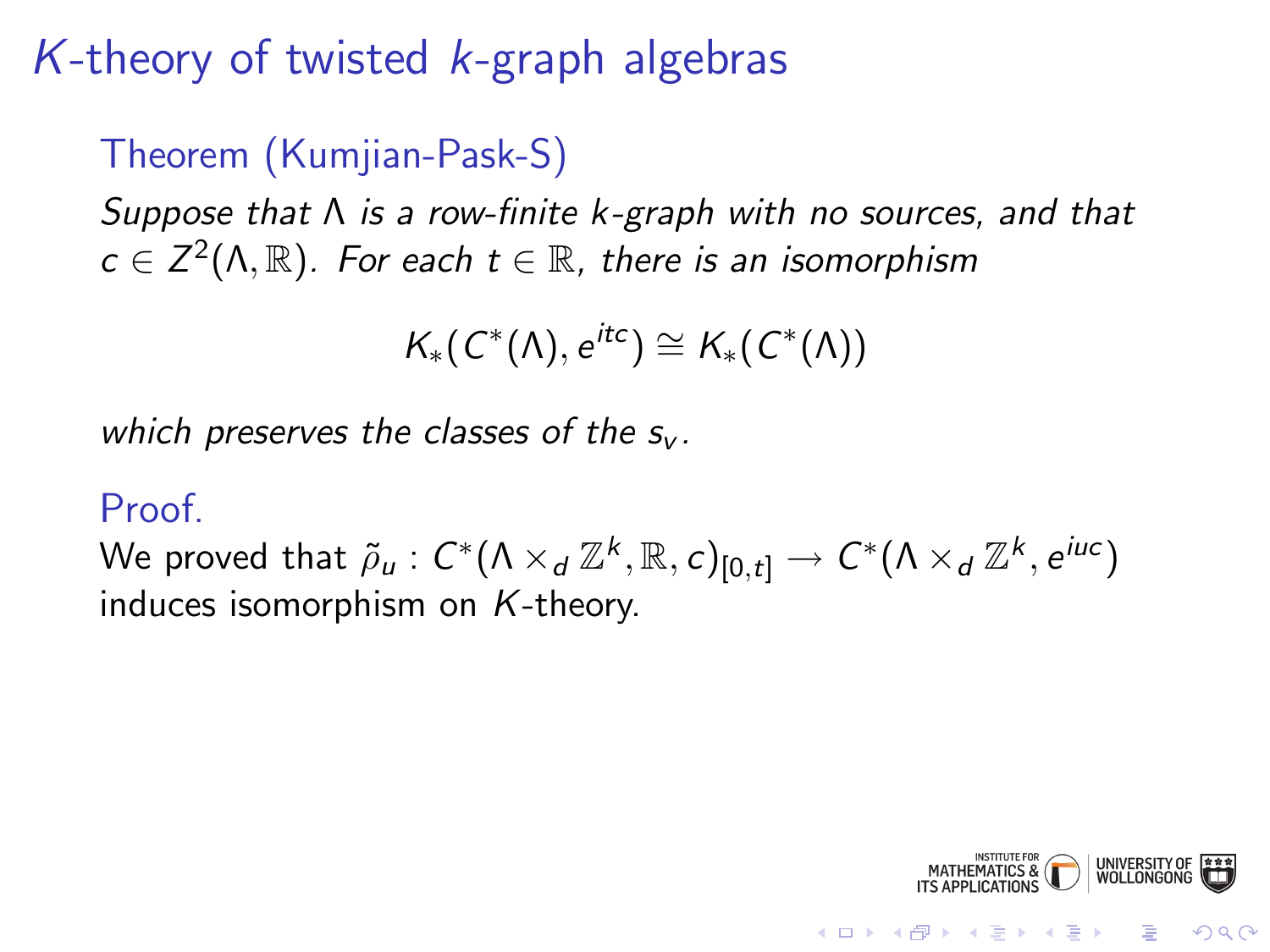# $K$-theory of twisted $k$-graph algebras

**Theorem (Kumjian-Pask-S)**

*Suppose that $\Lambda$ is a row-finite $k$-graph with no sources, and that $c \in Z^2(\Lambda, \mathbb{R})$. For each $t \in \mathbb{R}$, there is an isomorphism*

$$K_*(C^*(\Lambda), e^{itc}) \cong K_*(C^*(\Lambda))$$

*which preserves the classes of the $s_v$.*

**Proof.**

We proved that $\tilde{\rho}_u : C^*(\Lambda \times_d \mathbb{Z}^k, \mathbb{R}, c)_{[0,t]} \to C^*(\Lambda \times_d \mathbb{Z}^k, e^{iuc})$ induces isomorphism on $K$-theory.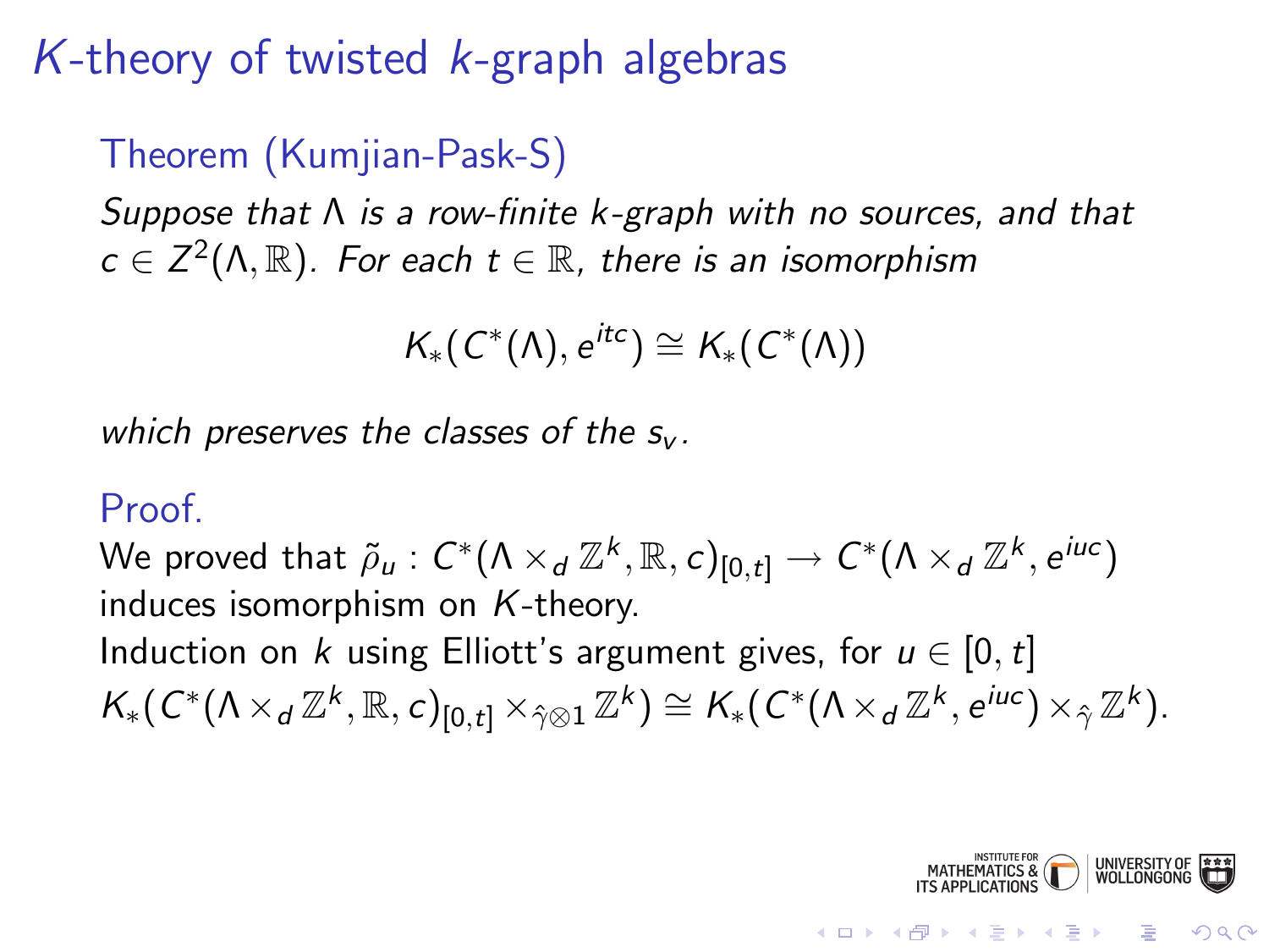# $K$-theory of twisted $k$-graph algebras

## Theorem (Kumjian-Pask-S)

*Suppose that $\Lambda$ is a row-finite $k$-graph with no sources, and that $c \in Z^2(\Lambda, \mathbb{R})$. For each $t \in \mathbb{R}$, there is an isomorphism*

$$K_*(C^*(\Lambda), e^{itc}) \cong K_*(C^*(\Lambda))$$

*which preserves the classes of the $s_v$.*

## Proof.

We proved that $\tilde{\rho}_u : C^*(\Lambda \times_d \mathbb{Z}^k, \mathbb{R}, c)_{[0,t]} \to C^*(\Lambda \times_d \mathbb{Z}^k, e^{iuc})$ induces isomorphism on $K$-theory.

Induction on $k$ using Elliott's argument gives, for $u \in [0, t]$

$K_*(C^*(\Lambda \times_d \mathbb{Z}^k, \mathbb{R}, c)_{[0,t]} \times_{\hat{\gamma} \otimes 1} \mathbb{Z}^k) \cong K_*(C^*(\Lambda \times_d \mathbb{Z}^k, e^{iuc}) \times_{\hat{\gamma}} \mathbb{Z}^k)$.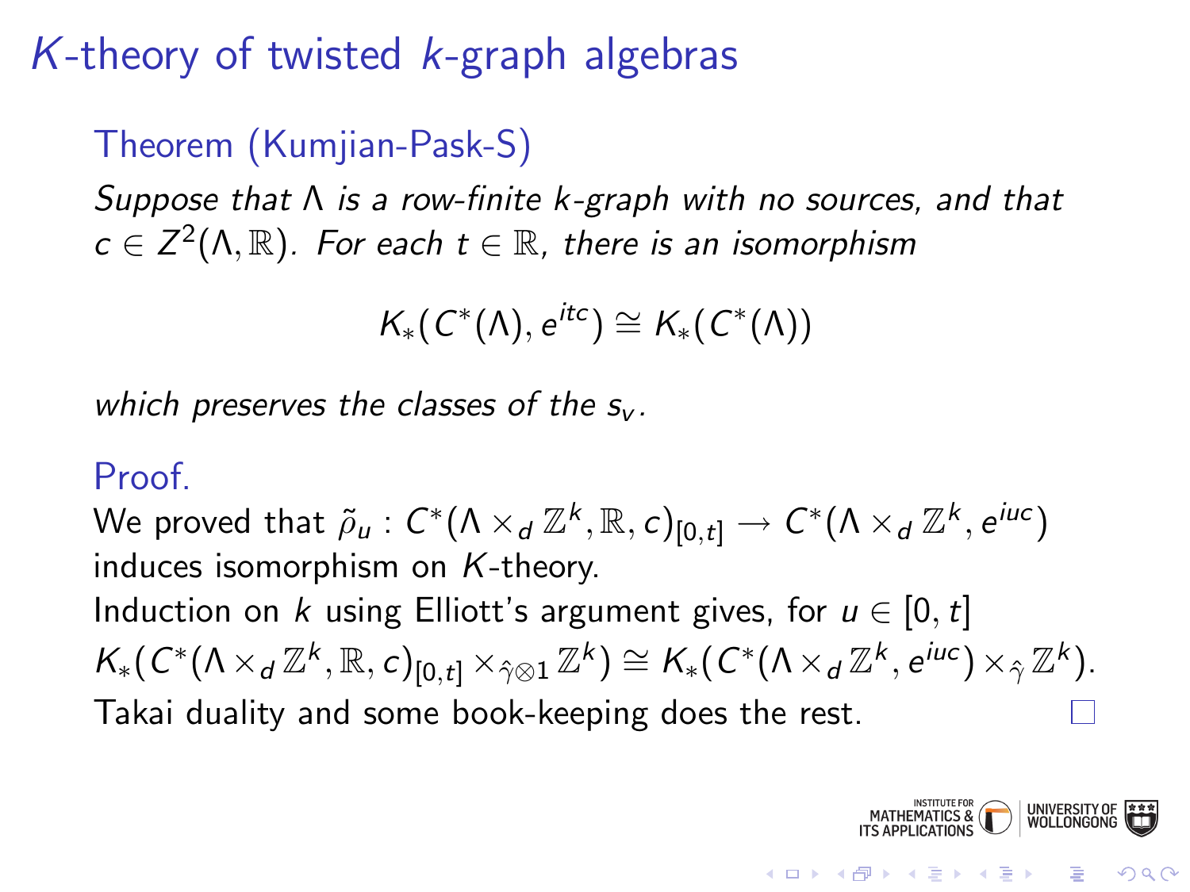# $K$-theory of twisted $k$-graph algebras

## Theorem (Kumjian-Pask-S)

*Suppose that $\Lambda$ is a row-finite $k$-graph with no sources, and that $c \in Z^2(\Lambda, \mathbb{R})$. For each $t \in \mathbb{R}$, there is an isomorphism*

$$K_*(C^*(\Lambda), e^{itc}) \cong K_*(C^*(\Lambda))$$

*which preserves the classes of the $s_v$.*

## Proof.

We proved that $\tilde{\rho}_u : C^*(\Lambda \times_d \mathbb{Z}^k, \mathbb{R}, c)_{[0,t]} \to C^*(\Lambda \times_d \mathbb{Z}^k, e^{iuc})$ induces isomorphism on $K$-theory.

Induction on $k$ using Elliott's argument gives, for $u \in [0, t]$

$K_*(C^*(\Lambda \times_d \mathbb{Z}^k, \mathbb{R}, c)_{[0,t]} \times_{\hat{\gamma} \otimes 1} \mathbb{Z}^k) \cong K_*(C^*(\Lambda \times_d \mathbb{Z}^k, e^{iuc}) \times_{\hat{\gamma}} \mathbb{Z}^k)$.

Takai duality and some book-keeping does the rest. □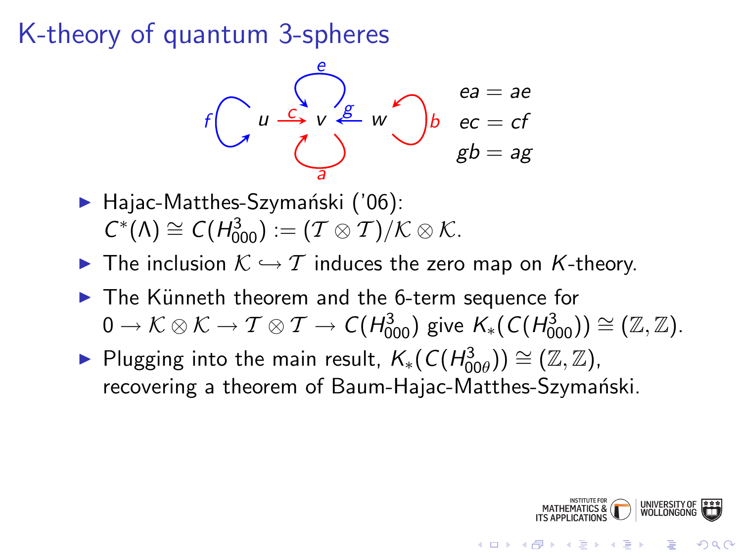# K-theory of quantum 3-spheres

$$ea = ae \qquad ec = cf \qquad gb = ag$$

- Hajac-Matthes-Szymański ('06): $C^*(\Lambda) \cong C(H^3_{000}) := (\mathcal{T} \otimes \mathcal{T})/\mathcal{K} \otimes \mathcal{K}$.
- The inclusion $\mathcal{K} \hookrightarrow \mathcal{T}$ induces the zero map on $K$-theory.
- The Künneth theorem and the 6-term sequence for $0 \to \mathcal{K} \otimes \mathcal{K} \to \mathcal{T} \otimes \mathcal{T} \to C(H^3_{000})$ give $K_*(C(H^3_{000})) \cong (\mathbb{Z}, \mathbb{Z})$.
- Plugging into the main result, $K_*(C(H^3_{00\theta})) \cong (\mathbb{Z}, \mathbb{Z})$, recovering a theorem of Baum-Hajac-Matthes-Szymański.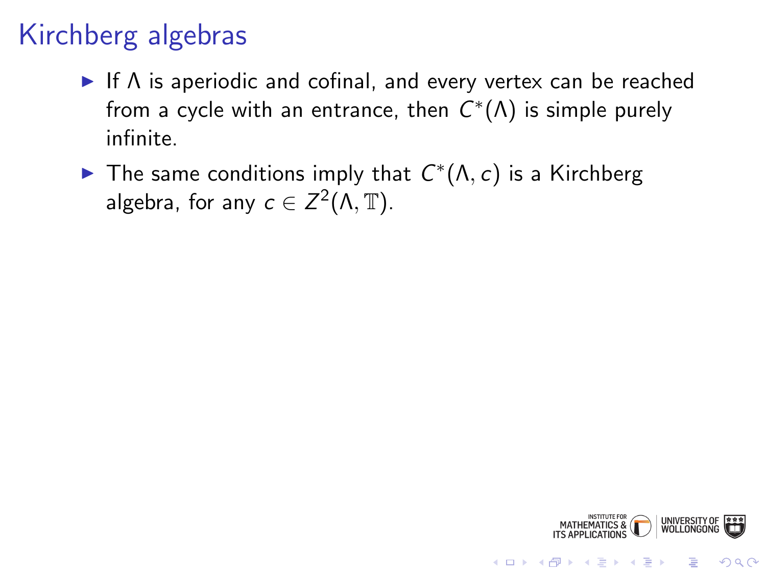# Kirchberg algebras

- If $\Lambda$ is aperiodic and cofinal, and every vertex can be reached from a cycle with an entrance, then $C^*(\Lambda)$ is simple purely infinite.
- The same conditions imply that $C^*(\Lambda, c)$ is a Kirchberg algebra, for any $c \in Z^2(\Lambda, \mathbb{T})$.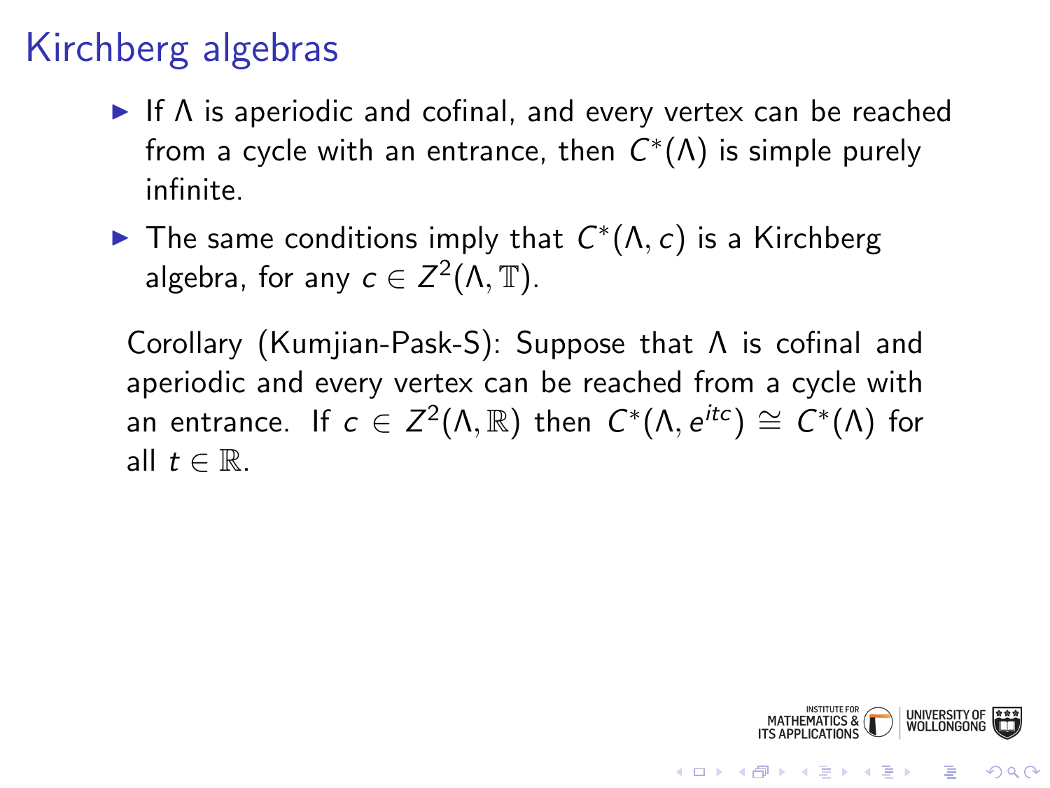# Kirchberg algebras

- If $\Lambda$ is aperiodic and cofinal, and every vertex can be reached from a cycle with an entrance, then $C^*(\Lambda)$ is simple purely infinite.
- The same conditions imply that $C^*(\Lambda, c)$ is a Kirchberg algebra, for any $c \in Z^2(\Lambda, \mathbb{T})$.

Corollary (Kumjian-Pask-S): Suppose that $\Lambda$ is cofinal and aperiodic and every vertex can be reached from a cycle with an entrance. If $c \in Z^2(\Lambda, \mathbb{R})$ then $C^*(\Lambda, e^{itc}) \cong C^*(\Lambda)$ for all $t \in \mathbb{R}$.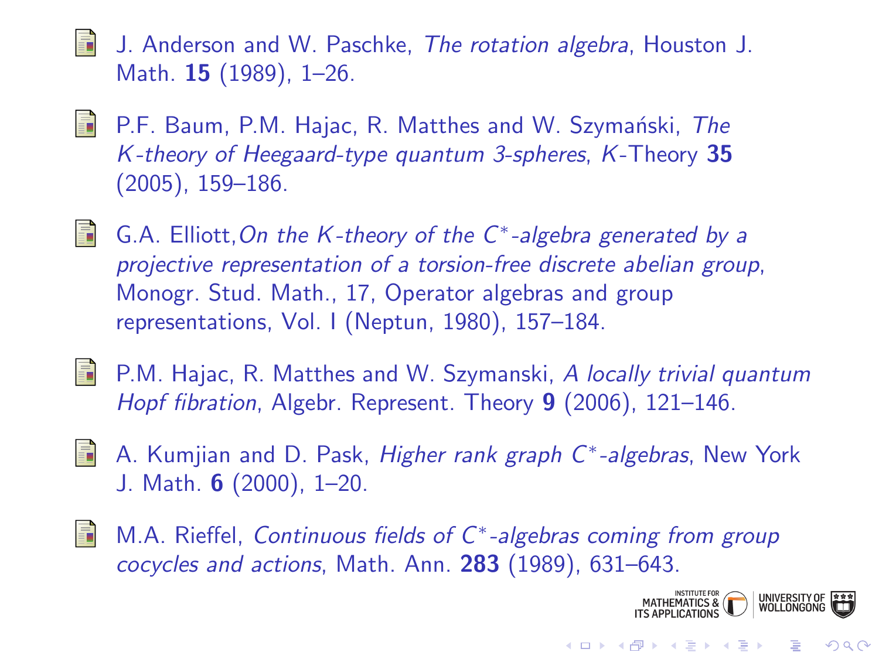- J. Anderson and W. Paschke, *The rotation algebra*, Houston J. Math. **15** (1989), 1–26.

- P.F. Baum, P.M. Hajac, R. Matthes and W. Szymański, *The K-theory of Heegaard-type quantum 3-spheres*, K-Theory **35** (2005), 159–186.

- G.A. Elliott,*On the K-theory of the $C^*$-algebra generated by a projective representation of a torsion-free discrete abelian group*, Monogr. Stud. Math., 17, Operator algebras and group representations, Vol. I (Neptun, 1980), 157–184.

- P.M. Hajac, R. Matthes and W. Szymanski, *A locally trivial quantum Hopf fibration*, Algebr. Represent. Theory **9** (2006), 121–146.

- A. Kumjian and D. Pask, *Higher rank graph $C^*$-algebras*, New York J. Math. **6** (2000), 1–20.

- M.A. Rieffel, *Continuous fields of $C^*$-algebras coming from group cocycles and actions*, Math. Ann. **283** (1989), 631–643.